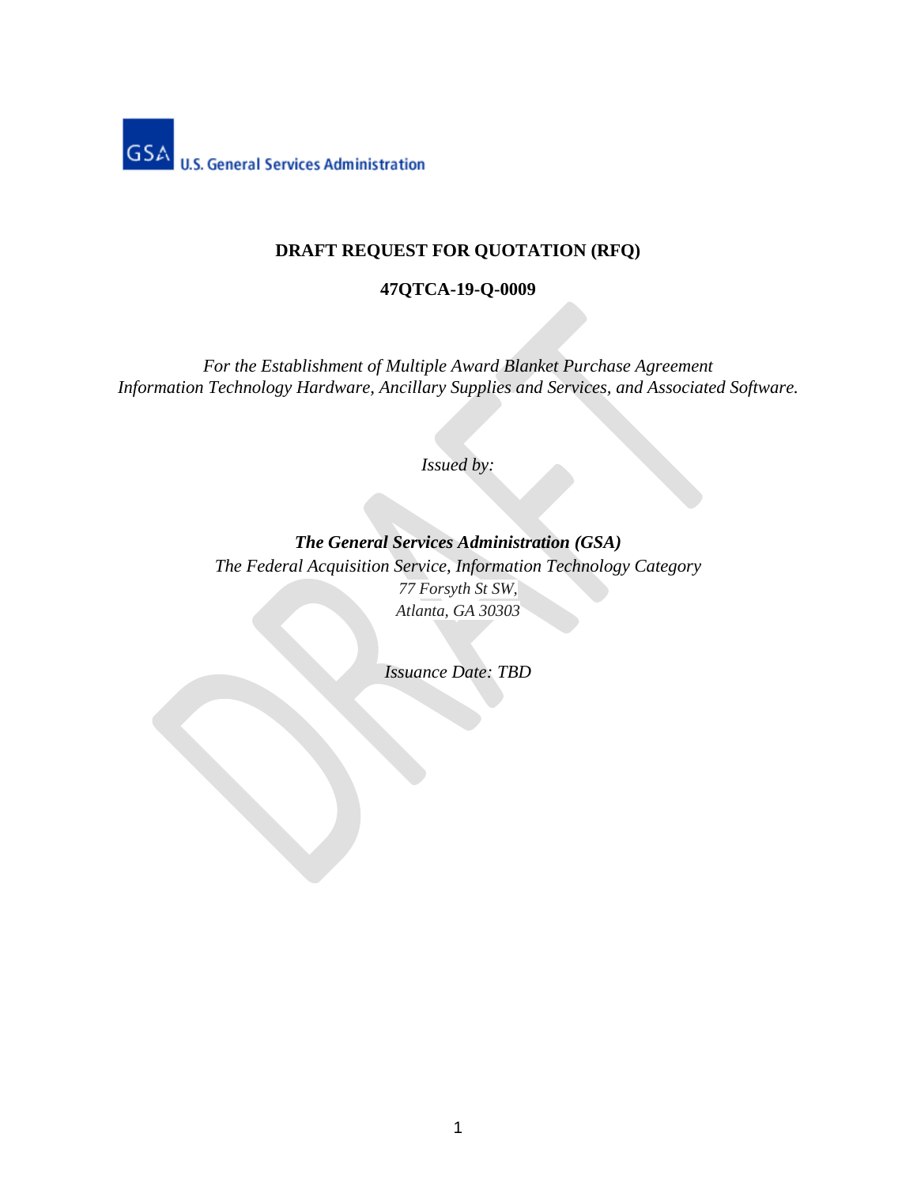GSA U.S. General Services Administration

**DRAFT REQUEST FOR QUOTATION (RFQ)**

**47QTCA-19-Q-0009**

*For the Establishment of Multiple Award Blanket Purchase Agreement*
*Information Technology Hardware, Ancillary Supplies and Services, and Associated Software.*

*Issued by:*

***The General Services Administration (GSA)***
*The Federal Acquisition Service, Information Technology Category*
*77 Forsyth St SW,*
*Atlanta, GA 30303*

*Issuance Date: TBD*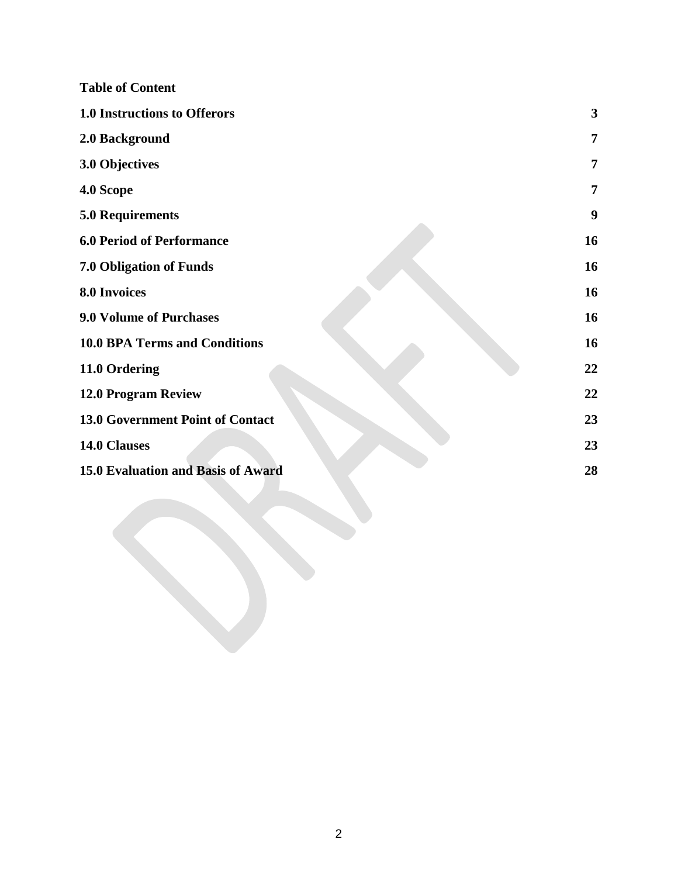**Table of Content**

| | |
|---|---|
| **1.0 Instructions to Offerors** | **3** |
| **2.0 Background** | **7** |
| **3.0 Objectives** | **7** |
| **4.0 Scope** | **7** |
| **5.0 Requirements** | **9** |
| **6.0 Period of Performance** | **16** |
| **7.0 Obligation of Funds** | **16** |
| **8.0 Invoices** | **16** |
| **9.0 Volume of Purchases** | **16** |
| **10.0 BPA Terms and Conditions** | **16** |
| **11.0 Ordering** | **22** |
| **12.0 Program Review** | **22** |
| **13.0 Government Point of Contact** | **23** |
| **14.0 Clauses** | **23** |
| **15.0 Evaluation and Basis of Award** | **28** |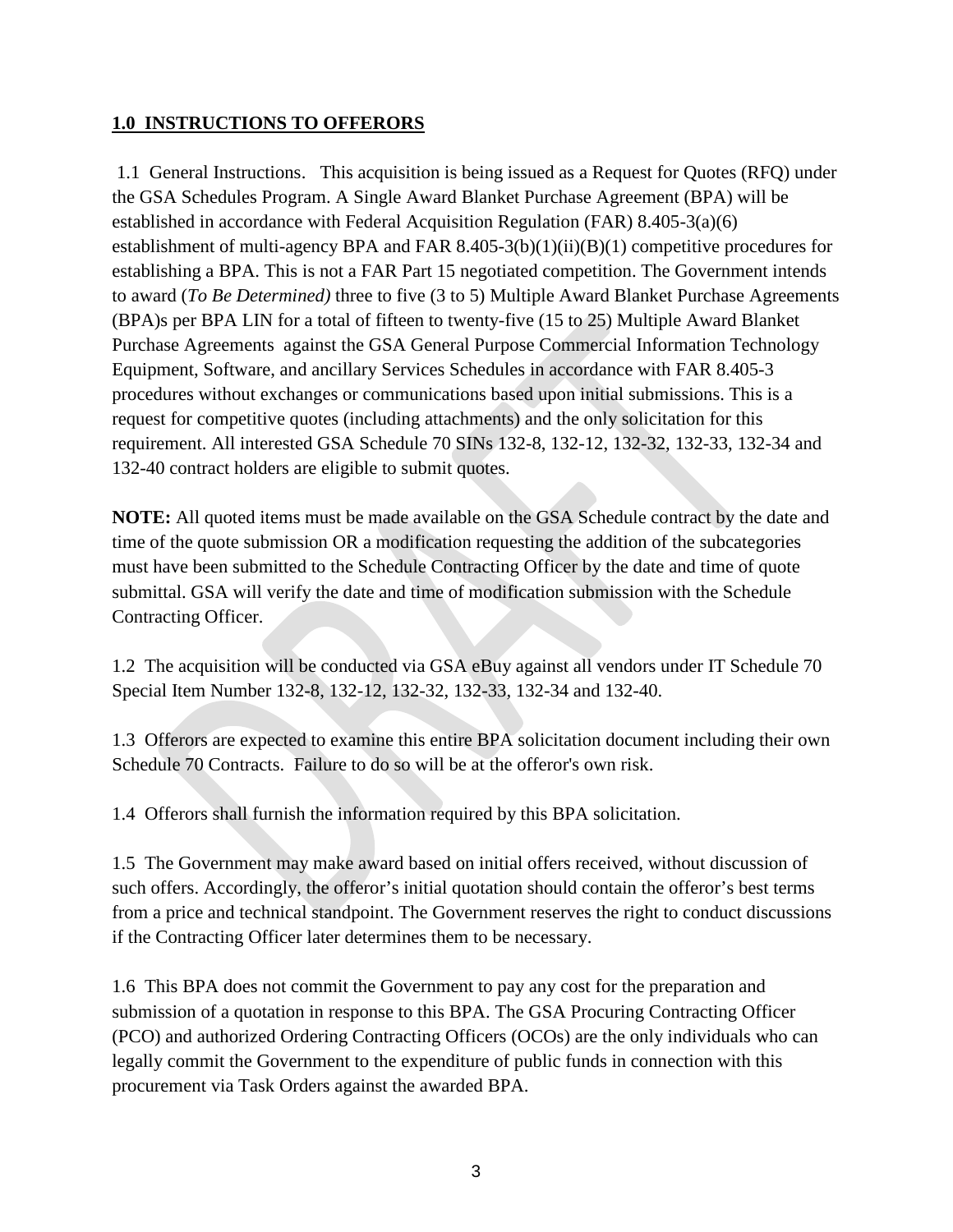## **1.0 INSTRUCTIONS TO OFFERORS**

1.1 General Instructions. This acquisition is being issued as a Request for Quotes (RFQ) under the GSA Schedules Program. A Single Award Blanket Purchase Agreement (BPA) will be established in accordance with Federal Acquisition Regulation (FAR) 8.405-3(a)(6) establishment of multi-agency BPA and FAR 8.405-3(b)(1)(ii)(B)(1) competitive procedures for establishing a BPA. This is not a FAR Part 15 negotiated competition. The Government intends to award (*To Be Determined)* three to five (3 to 5) Multiple Award Blanket Purchase Agreements (BPA)s per BPA LIN for a total of fifteen to twenty-five (15 to 25) Multiple Award Blanket Purchase Agreements against the GSA General Purpose Commercial Information Technology Equipment, Software, and ancillary Services Schedules in accordance with FAR 8.405-3 procedures without exchanges or communications based upon initial submissions. This is a request for competitive quotes (including attachments) and the only solicitation for this requirement. All interested GSA Schedule 70 SINs 132-8, 132-12, 132-32, 132-33, 132-34 and 132-40 contract holders are eligible to submit quotes.

**NOTE:** All quoted items must be made available on the GSA Schedule contract by the date and time of the quote submission OR a modification requesting the addition of the subcategories must have been submitted to the Schedule Contracting Officer by the date and time of quote submittal. GSA will verify the date and time of modification submission with the Schedule Contracting Officer.

1.2 The acquisition will be conducted via GSA eBuy against all vendors under IT Schedule 70 Special Item Number 132-8, 132-12, 132-32, 132-33, 132-34 and 132-40.

1.3 Offerors are expected to examine this entire BPA solicitation document including their own Schedule 70 Contracts. Failure to do so will be at the offeror's own risk.

1.4 Offerors shall furnish the information required by this BPA solicitation.

1.5 The Government may make award based on initial offers received, without discussion of such offers. Accordingly, the offeror's initial quotation should contain the offeror's best terms from a price and technical standpoint. The Government reserves the right to conduct discussions if the Contracting Officer later determines them to be necessary.

1.6 This BPA does not commit the Government to pay any cost for the preparation and submission of a quotation in response to this BPA. The GSA Procuring Contracting Officer (PCO) and authorized Ordering Contracting Officers (OCOs) are the only individuals who can legally commit the Government to the expenditure of public funds in connection with this procurement via Task Orders against the awarded BPA.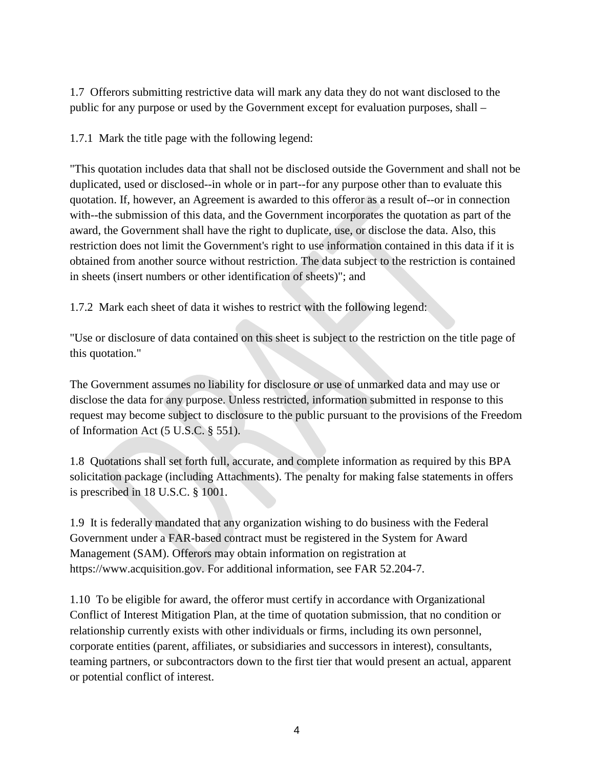1.7 Offerors submitting restrictive data will mark any data they do not want disclosed to the public for any purpose or used by the Government except for evaluation purposes, shall –

1.7.1 Mark the title page with the following legend:

"This quotation includes data that shall not be disclosed outside the Government and shall not be duplicated, used or disclosed--in whole or in part--for any purpose other than to evaluate this quotation. If, however, an Agreement is awarded to this offeror as a result of--or in connection with--the submission of this data, and the Government incorporates the quotation as part of the award, the Government shall have the right to duplicate, use, or disclose the data. Also, this restriction does not limit the Government's right to use information contained in this data if it is obtained from another source without restriction. The data subject to the restriction is contained in sheets (insert numbers or other identification of sheets)"; and

1.7.2 Mark each sheet of data it wishes to restrict with the following legend:

"Use or disclosure of data contained on this sheet is subject to the restriction on the title page of this quotation."

The Government assumes no liability for disclosure or use of unmarked data and may use or disclose the data for any purpose. Unless restricted, information submitted in response to this request may become subject to disclosure to the public pursuant to the provisions of the Freedom of Information Act (5 U.S.C. § 551).

1.8 Quotations shall set forth full, accurate, and complete information as required by this BPA solicitation package (including Attachments). The penalty for making false statements in offers is prescribed in 18 U.S.C. § 1001.

1.9 It is federally mandated that any organization wishing to do business with the Federal Government under a FAR-based contract must be registered in the System for Award Management (SAM). Offerors may obtain information on registration at https://www.acquisition.gov. For additional information, see FAR 52.204-7.

1.10 To be eligible for award, the offeror must certify in accordance with Organizational Conflict of Interest Mitigation Plan, at the time of quotation submission, that no condition or relationship currently exists with other individuals or firms, including its own personnel, corporate entities (parent, affiliates, or subsidiaries and successors in interest), consultants, teaming partners, or subcontractors down to the first tier that would present an actual, apparent or potential conflict of interest.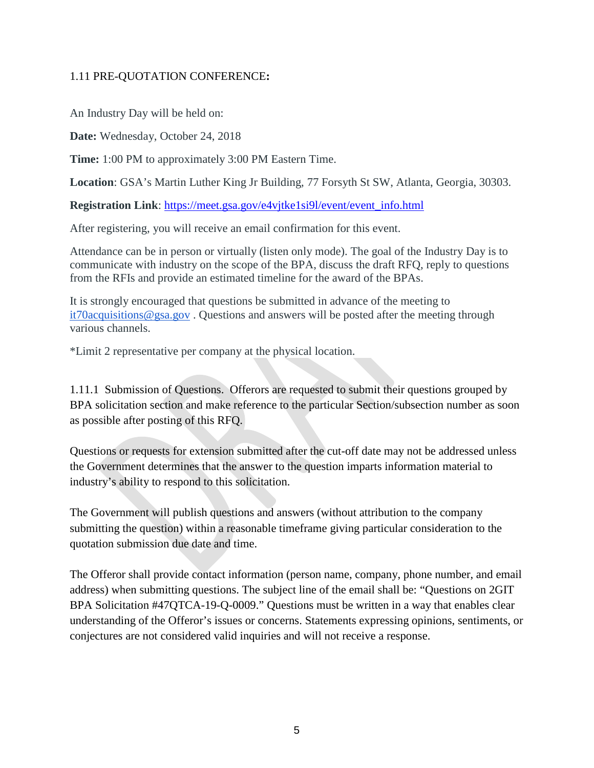1.11 PRE-QUOTATION CONFERENCE**:**

An Industry Day will be held on:

**Date:** Wednesday, October 24, 2018

**Time:** 1:00 PM to approximately 3:00 PM Eastern Time.

**Location**: GSA's Martin Luther King Jr Building, 77 Forsyth St SW, Atlanta, Georgia, 30303.

**Registration Link**: [https://meet.gsa.gov/e4vjtke1si9l/event/event_info.html](https://meet.gsa.gov/e4vjtke1si9l/event/event_info.html)

After registering, you will receive an email confirmation for this event.

Attendance can be in person or virtually (listen only mode). The goal of the Industry Day is to communicate with industry on the scope of the BPA, discuss the draft RFQ, reply to questions from the RFIs and provide an estimated timeline for the award of the BPAs.

It is strongly encouraged that questions be submitted in advance of the meeting to [it70acquisitions@gsa.gov](mailto:it70acquisitions@gsa.gov) . Questions and answers will be posted after the meeting through various channels.

*Limit 2 representative per company at the physical location.

1.11.1 Submission of Questions. Offerors are requested to submit their questions grouped by BPA solicitation section and make reference to the particular Section/subsection number as soon as possible after posting of this RFQ.

Questions or requests for extension submitted after the cut-off date may not be addressed unless the Government determines that the answer to the question imparts information material to industry's ability to respond to this solicitation.

The Government will publish questions and answers (without attribution to the company submitting the question) within a reasonable timeframe giving particular consideration to the quotation submission due date and time.

The Offeror shall provide contact information (person name, company, phone number, and email address) when submitting questions. The subject line of the email shall be: "Questions on 2GIT BPA Solicitation #47QTCA-19-Q-0009." Questions must be written in a way that enables clear understanding of the Offeror's issues or concerns. Statements expressing opinions, sentiments, or conjectures are not considered valid inquiries and will not receive a response.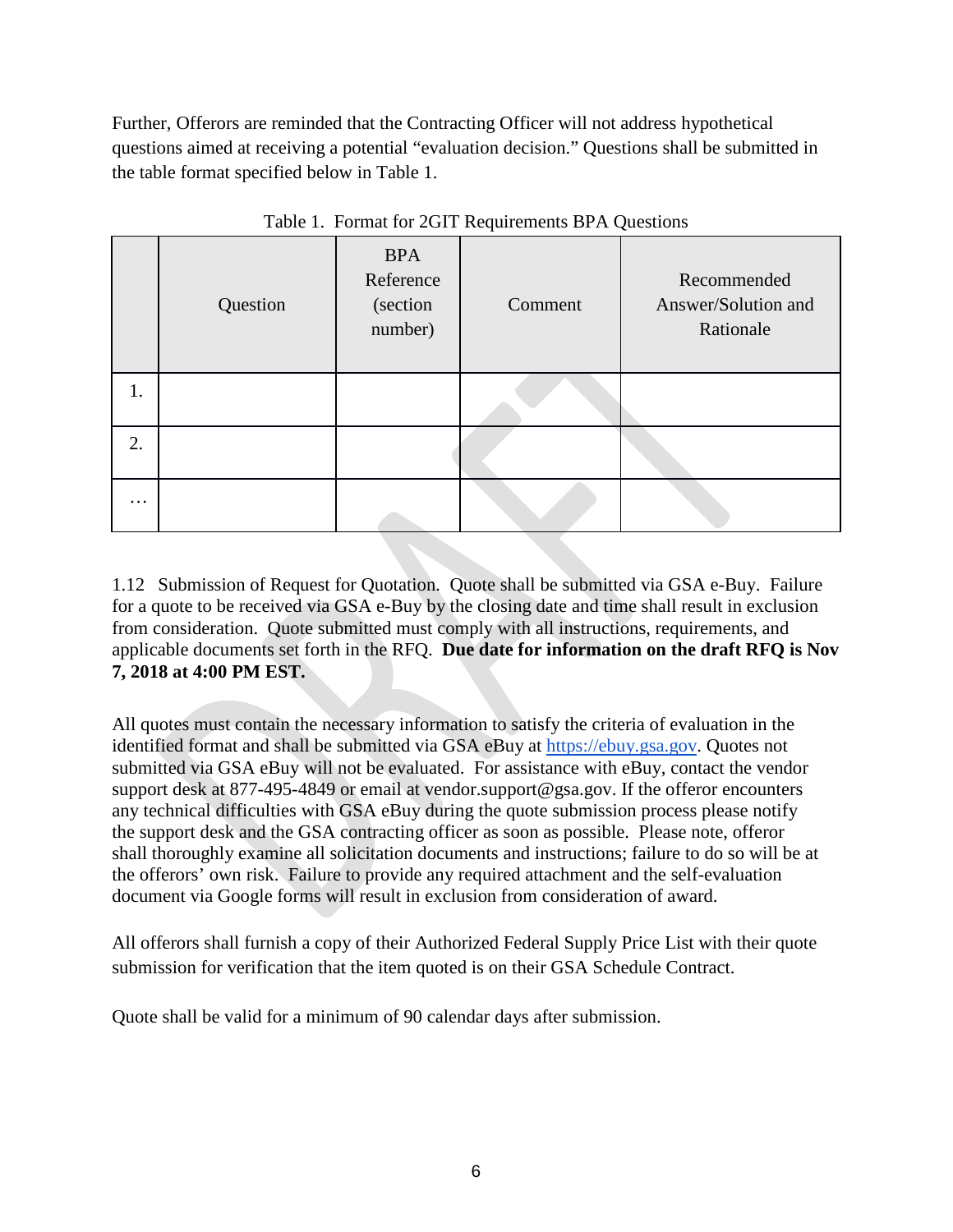Further, Offerors are reminded that the Contracting Officer will not address hypothetical questions aimed at receiving a potential "evaluation decision." Questions shall be submitted in the table format specified below in Table 1.

Table 1. Format for 2GIT Requirements BPA Questions

| | Question | BPA Reference (section number) | Comment | Recommended Answer/Solution and Rationale |
|---|---|---|---|---|
| 1. | | | | |
| 2. | | | | |
| … | | | | |

1.12 Submission of Request for Quotation. Quote shall be submitted via GSA e-Buy. Failure for a quote to be received via GSA e-Buy by the closing date and time shall result in exclusion from consideration. Quote submitted must comply with all instructions, requirements, and applicable documents set forth in the RFQ. **Due date for information on the draft RFQ is Nov 7, 2018 at 4:00 PM EST.**

All quotes must contain the necessary information to satisfy the criteria of evaluation in the identified format and shall be submitted via GSA eBuy at https://ebuy.gsa.gov. Quotes not submitted via GSA eBuy will not be evaluated. For assistance with eBuy, contact the vendor support desk at 877-495-4849 or email at vendor.support@gsa.gov. If the offeror encounters any technical difficulties with GSA eBuy during the quote submission process please notify the support desk and the GSA contracting officer as soon as possible. Please note, offeror shall thoroughly examine all solicitation documents and instructions; failure to do so will be at the offerors' own risk. Failure to provide any required attachment and the self-evaluation document via Google forms will result in exclusion from consideration of award.

All offerors shall furnish a copy of their Authorized Federal Supply Price List with their quote submission for verification that the item quoted is on their GSA Schedule Contract.

Quote shall be valid for a minimum of 90 calendar days after submission.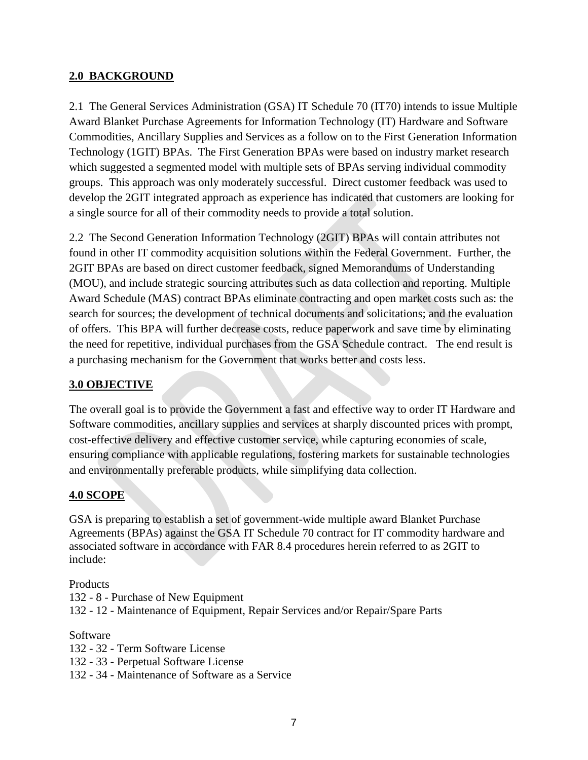## 2.0 BACKGROUND

2.1 The General Services Administration (GSA) IT Schedule 70 (IT70) intends to issue Multiple Award Blanket Purchase Agreements for Information Technology (IT) Hardware and Software Commodities, Ancillary Supplies and Services as a follow on to the First Generation Information Technology (1GIT) BPAs. The First Generation BPAs were based on industry market research which suggested a segmented model with multiple sets of BPAs serving individual commodity groups. This approach was only moderately successful. Direct customer feedback was used to develop the 2GIT integrated approach as experience has indicated that customers are looking for a single source for all of their commodity needs to provide a total solution.

2.2 The Second Generation Information Technology (2GIT) BPAs will contain attributes not found in other IT commodity acquisition solutions within the Federal Government. Further, the 2GIT BPAs are based on direct customer feedback, signed Memorandums of Understanding (MOU), and include strategic sourcing attributes such as data collection and reporting. Multiple Award Schedule (MAS) contract BPAs eliminate contracting and open market costs such as: the search for sources; the development of technical documents and solicitations; and the evaluation of offers. This BPA will further decrease costs, reduce paperwork and save time by eliminating the need for repetitive, individual purchases from the GSA Schedule contract. The end result is a purchasing mechanism for the Government that works better and costs less.

## 3.0 OBJECTIVE

The overall goal is to provide the Government a fast and effective way to order IT Hardware and Software commodities, ancillary supplies and services at sharply discounted prices with prompt, cost-effective delivery and effective customer service, while capturing economies of scale, ensuring compliance with applicable regulations, fostering markets for sustainable technologies and environmentally preferable products, while simplifying data collection.

## 4.0 SCOPE

GSA is preparing to establish a set of government-wide multiple award Blanket Purchase Agreements (BPAs) against the GSA IT Schedule 70 contract for IT commodity hardware and associated software in accordance with FAR 8.4 procedures herein referred to as 2GIT to include:

Products
132 - 8 - Purchase of New Equipment
132 - 12 - Maintenance of Equipment, Repair Services and/or Repair/Spare Parts

Software
132 - 32 - Term Software License
132 - 33 - Perpetual Software License
132 - 34 - Maintenance of Software as a Service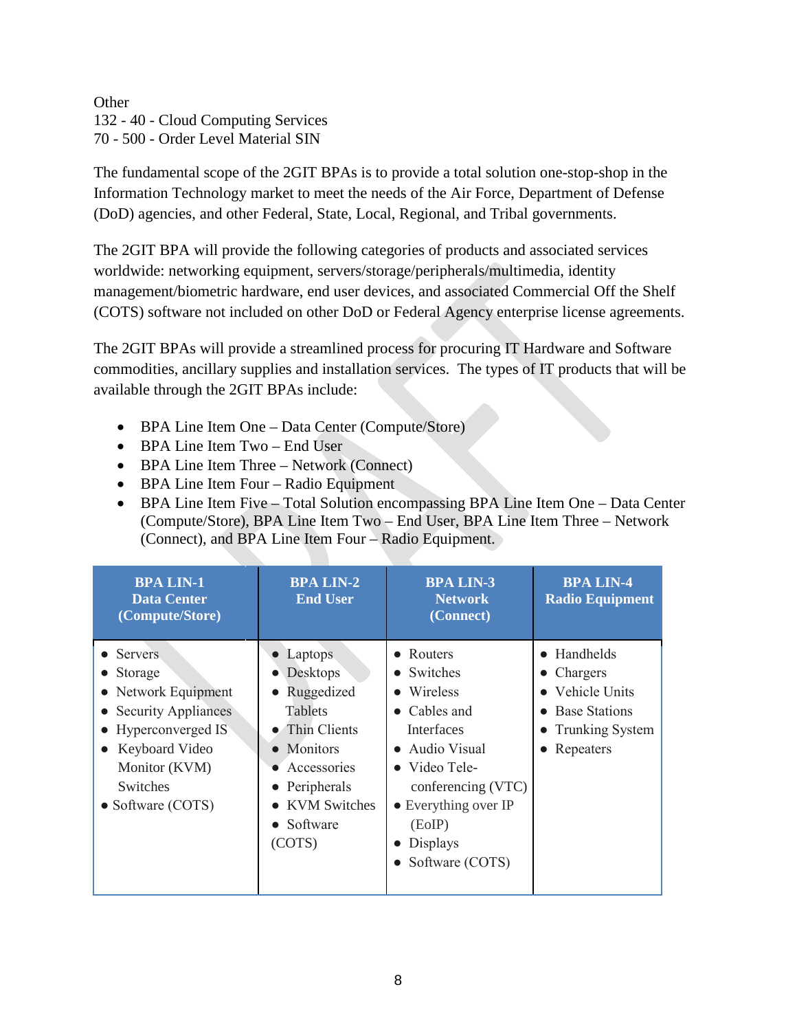Other
132 - 40 - Cloud Computing Services
70 - 500 - Order Level Material SIN

The fundamental scope of the 2GIT BPAs is to provide a total solution one-stop-shop in the Information Technology market to meet the needs of the Air Force, Department of Defense (DoD) agencies, and other Federal, State, Local, Regional, and Tribal governments.

The 2GIT BPA will provide the following categories of products and associated services worldwide: networking equipment, servers/storage/peripherals/multimedia, identity management/biometric hardware, end user devices, and associated Commercial Off the Shelf (COTS) software not included on other DoD or Federal Agency enterprise license agreements.

The 2GIT BPAs will provide a streamlined process for procuring IT Hardware and Software commodities, ancillary supplies and installation services. The types of IT products that will be available through the 2GIT BPAs include:

- BPA Line Item One – Data Center (Compute/Store)
- BPA Line Item Two – End User
- BPA Line Item Three – Network (Connect)
- BPA Line Item Four – Radio Equipment
- BPA Line Item Five – Total Solution encompassing BPA Line Item One – Data Center (Compute/Store), BPA Line Item Two – End User, BPA Line Item Three – Network (Connect), and BPA Line Item Four – Radio Equipment.

| BPA LIN-1 Data Center (Compute/Store) | BPA LIN-2 End User | BPA LIN-3 Network (Connect) | BPA LIN-4 Radio Equipment |
|---|---|---|---|
| • Servers<br>• Storage<br>• Network Equipment<br>• Security Appliances<br>• Hyperconverged IS<br>• Keyboard Video Monitor (KVM) Switches<br>• Software (COTS) | • Laptops<br>• Desktops<br>• Ruggedized Tablets<br>• Thin Clients<br>• Monitors<br>• Accessories<br>• Peripherals<br>• KVM Switches<br>• Software (COTS) | • Routers<br>• Switches<br>• Wireless<br>• Cables and Interfaces<br>• Audio Visual<br>• Video Tele-conferencing (VTC)<br>• Everything over IP (EoIP)<br>• Displays<br>• Software (COTS) | • Handhelds<br>• Chargers<br>• Vehicle Units<br>• Base Stations<br>• Trunking System<br>• Repeaters |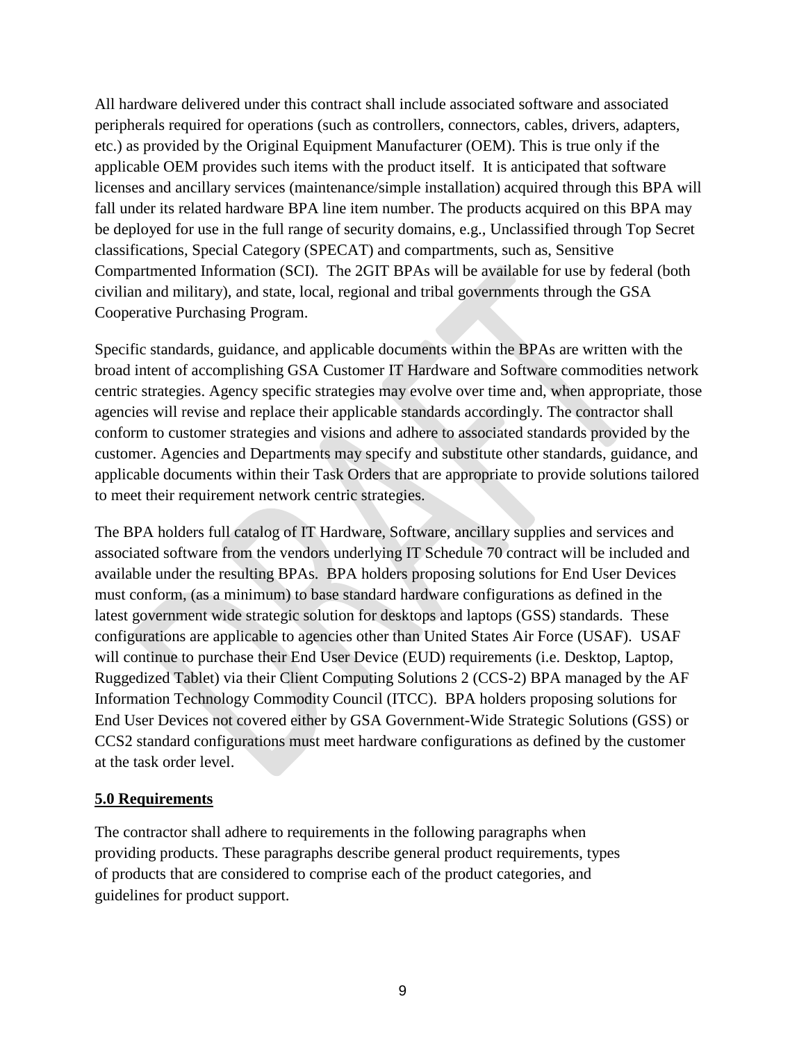All hardware delivered under this contract shall include associated software and associated peripherals required for operations (such as controllers, connectors, cables, drivers, adapters, etc.) as provided by the Original Equipment Manufacturer (OEM). This is true only if the applicable OEM provides such items with the product itself. It is anticipated that software licenses and ancillary services (maintenance/simple installation) acquired through this BPA will fall under its related hardware BPA line item number. The products acquired on this BPA may be deployed for use in the full range of security domains, e.g., Unclassified through Top Secret classifications, Special Category (SPECAT) and compartments, such as, Sensitive Compartmented Information (SCI). The 2GIT BPAs will be available for use by federal (both civilian and military), and state, local, regional and tribal governments through the GSA Cooperative Purchasing Program.

Specific standards, guidance, and applicable documents within the BPAs are written with the broad intent of accomplishing GSA Customer IT Hardware and Software commodities network centric strategies. Agency specific strategies may evolve over time and, when appropriate, those agencies will revise and replace their applicable standards accordingly. The contractor shall conform to customer strategies and visions and adhere to associated standards provided by the customer. Agencies and Departments may specify and substitute other standards, guidance, and applicable documents within their Task Orders that are appropriate to provide solutions tailored to meet their requirement network centric strategies.

The BPA holders full catalog of IT Hardware, Software, ancillary supplies and services and associated software from the vendors underlying IT Schedule 70 contract will be included and available under the resulting BPAs. BPA holders proposing solutions for End User Devices must conform, (as a minimum) to base standard hardware configurations as defined in the latest government wide strategic solution for desktops and laptops (GSS) standards. These configurations are applicable to agencies other than United States Air Force (USAF). USAF will continue to purchase their End User Device (EUD) requirements (i.e. Desktop, Laptop, Ruggedized Tablet) via their Client Computing Solutions 2 (CCS-2) BPA managed by the AF Information Technology Commodity Council (ITCC). BPA holders proposing solutions for End User Devices not covered either by GSA Government-Wide Strategic Solutions (GSS) or CCS2 standard configurations must meet hardware configurations as defined by the customer at the task order level.

## 5.0 Requirements

The contractor shall adhere to requirements in the following paragraphs when providing products. These paragraphs describe general product requirements, types of products that are considered to comprise each of the product categories, and guidelines for product support.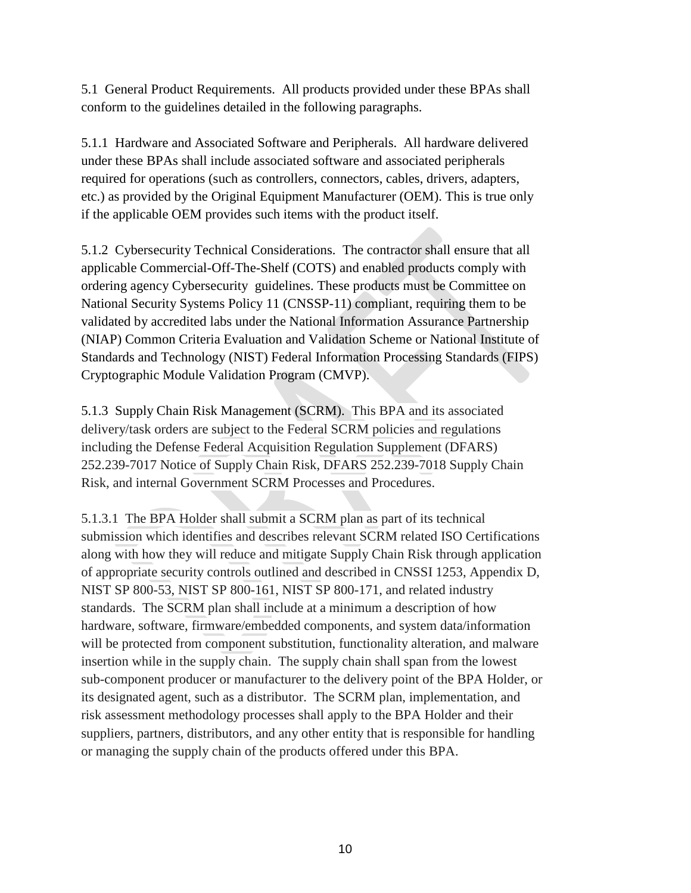5.1 General Product Requirements. All products provided under these BPAs shall conform to the guidelines detailed in the following paragraphs.

5.1.1 Hardware and Associated Software and Peripherals. All hardware delivered under these BPAs shall include associated software and associated peripherals required for operations (such as controllers, connectors, cables, drivers, adapters, etc.) as provided by the Original Equipment Manufacturer (OEM). This is true only if the applicable OEM provides such items with the product itself.

5.1.2 Cybersecurity Technical Considerations. The contractor shall ensure that all applicable Commercial-Off-The-Shelf (COTS) and enabled products comply with ordering agency Cybersecurity guidelines. These products must be Committee on National Security Systems Policy 11 (CNSSP-11) compliant, requiring them to be validated by accredited labs under the National Information Assurance Partnership (NIAP) Common Criteria Evaluation and Validation Scheme or National Institute of Standards and Technology (NIST) Federal Information Processing Standards (FIPS) Cryptographic Module Validation Program (CMVP).

5.1.3 Supply Chain Risk Management (SCRM). This BPA and its associated delivery/task orders are subject to the Federal SCRM policies and regulations including the Defense Federal Acquisition Regulation Supplement (DFARS) 252.239-7017 Notice of Supply Chain Risk, DFARS 252.239-7018 Supply Chain Risk, and internal Government SCRM Processes and Procedures.

5.1.3.1 The BPA Holder shall submit a SCRM plan as part of its technical submission which identifies and describes relevant SCRM related ISO Certifications along with how they will reduce and mitigate Supply Chain Risk through application of appropriate security controls outlined and described in CNSSI 1253, Appendix D, NIST SP 800-53, NIST SP 800-161, NIST SP 800-171, and related industry standards. The SCRM plan shall include at a minimum a description of how hardware, software, firmware/embedded components, and system data/information will be protected from component substitution, functionality alteration, and malware insertion while in the supply chain. The supply chain shall span from the lowest sub-component producer or manufacturer to the delivery point of the BPA Holder, or its designated agent, such as a distributor. The SCRM plan, implementation, and risk assessment methodology processes shall apply to the BPA Holder and their suppliers, partners, distributors, and any other entity that is responsible for handling or managing the supply chain of the products offered under this BPA.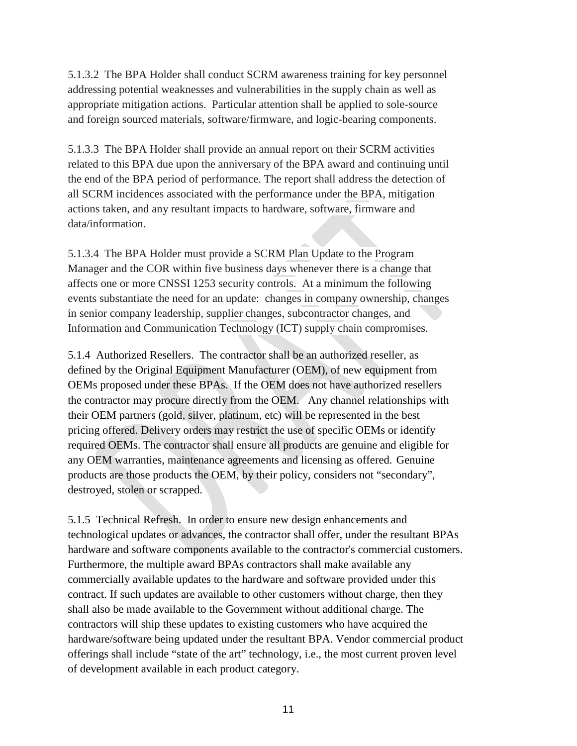5.1.3.2  The BPA Holder shall conduct SCRM awareness training for key personnel addressing potential weaknesses and vulnerabilities in the supply chain as well as appropriate mitigation actions.  Particular attention shall be applied to sole-source and foreign sourced materials, software/firmware, and logic-bearing components.

5.1.3.3  The BPA Holder shall provide an annual report on their SCRM activities related to this BPA due upon the anniversary of the BPA award and continuing until the end of the BPA period of performance. The report shall address the detection of all SCRM incidences associated with the performance under the BPA, mitigation actions taken, and any resultant impacts to hardware, software, firmware and data/information.

5.1.3.4  The BPA Holder must provide a SCRM Plan Update to the Program Manager and the COR within five business days whenever there is a change that affects one or more CNSSI 1253 security controls.  At a minimum the following events substantiate the need for an update:  changes in company ownership, changes in senior company leadership, supplier changes, subcontractor changes, and Information and Communication Technology (ICT) supply chain compromises.

5.1.4  Authorized Resellers.  The contractor shall be an authorized reseller, as defined by the Original Equipment Manufacturer (OEM), of new equipment from OEMs proposed under these BPAs.  If the OEM does not have authorized resellers the contractor may procure directly from the OEM.   Any channel relationships with their OEM partners (gold, silver, platinum, etc) will be represented in the best pricing offered. Delivery orders may restrict the use of specific OEMs or identify required OEMs. The contractor shall ensure all products are genuine and eligible for any OEM warranties, maintenance agreements and licensing as offered.  Genuine products are those products the OEM, by their policy, considers not “secondary”, destroyed, stolen or scrapped.

5.1.5  Technical Refresh.  In order to ensure new design enhancements and technological updates or advances, the contractor shall offer, under the resultant BPAs hardware and software components available to the contractor's commercial customers. Furthermore, the multiple award BPAs contractors shall make available any commercially available updates to the hardware and software provided under this contract. If such updates are available to other customers without charge, then they shall also be made available to the Government without additional charge. The contractors will ship these updates to existing customers who have acquired the hardware/software being updated under the resultant BPA. Vendor commercial product offerings shall include “state of the art” technology, i.e., the most current proven level of development available in each product category.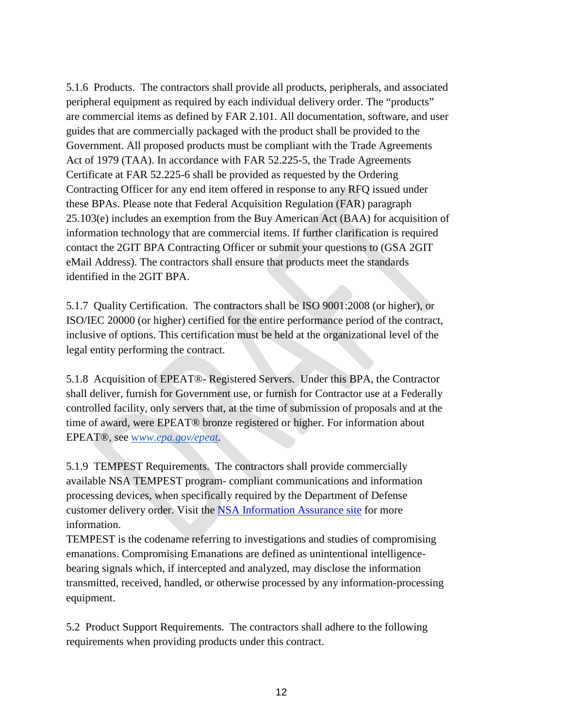5.1.6 Products. The contractors shall provide all products, peripherals, and associated peripheral equipment as required by each individual delivery order. The "products" are commercial items as defined by FAR 2.101. All documentation, software, and user guides that are commercially packaged with the product shall be provided to the Government. All proposed products must be compliant with the Trade Agreements Act of 1979 (TAA). In accordance with FAR 52.225-5, the Trade Agreements Certificate at FAR 52.225-6 shall be provided as requested by the Ordering Contracting Officer for any end item offered in response to any RFQ issued under these BPAs. Please note that Federal Acquisition Regulation (FAR) paragraph 25.103(e) includes an exemption from the Buy American Act (BAA) for acquisition of information technology that are commercial items. If further clarification is required contact the 2GIT BPA Contracting Officer or submit your questions to (GSA 2GIT eMail Address). The contractors shall ensure that products meet the standards identified in the 2GIT BPA.

5.1.7 Quality Certification. The contractors shall be ISO 9001:2008 (or higher), or ISO/IEC 20000 (or higher) certified for the entire performance period of the contract, inclusive of options. This certification must be held at the organizational level of the legal entity performing the contract.

5.1.8 Acquisition of EPEAT®- Registered Servers. Under this BPA, the Contractor shall deliver, furnish for Government use, or furnish for Contractor use at a Federally controlled facility, only servers that, at the time of submission of proposals and at the time of award, were EPEAT® bronze registered or higher. For information about EPEAT®, see *www.epa.gov/epeat*.

5.1.9 TEMPEST Requirements. The contractors shall provide commercially available NSA TEMPEST program- compliant communications and information processing devices, when specifically required by the Department of Defense customer delivery order. Visit the NSA Information Assurance site for more information.

TEMPEST is the codename referring to investigations and studies of compromising emanations. Compromising Emanations are defined as unintentional intelligence-bearing signals which, if intercepted and analyzed, may disclose the information transmitted, received, handled, or otherwise processed by any information-processing equipment.

5.2 Product Support Requirements. The contractors shall adhere to the following requirements when providing products under this contract.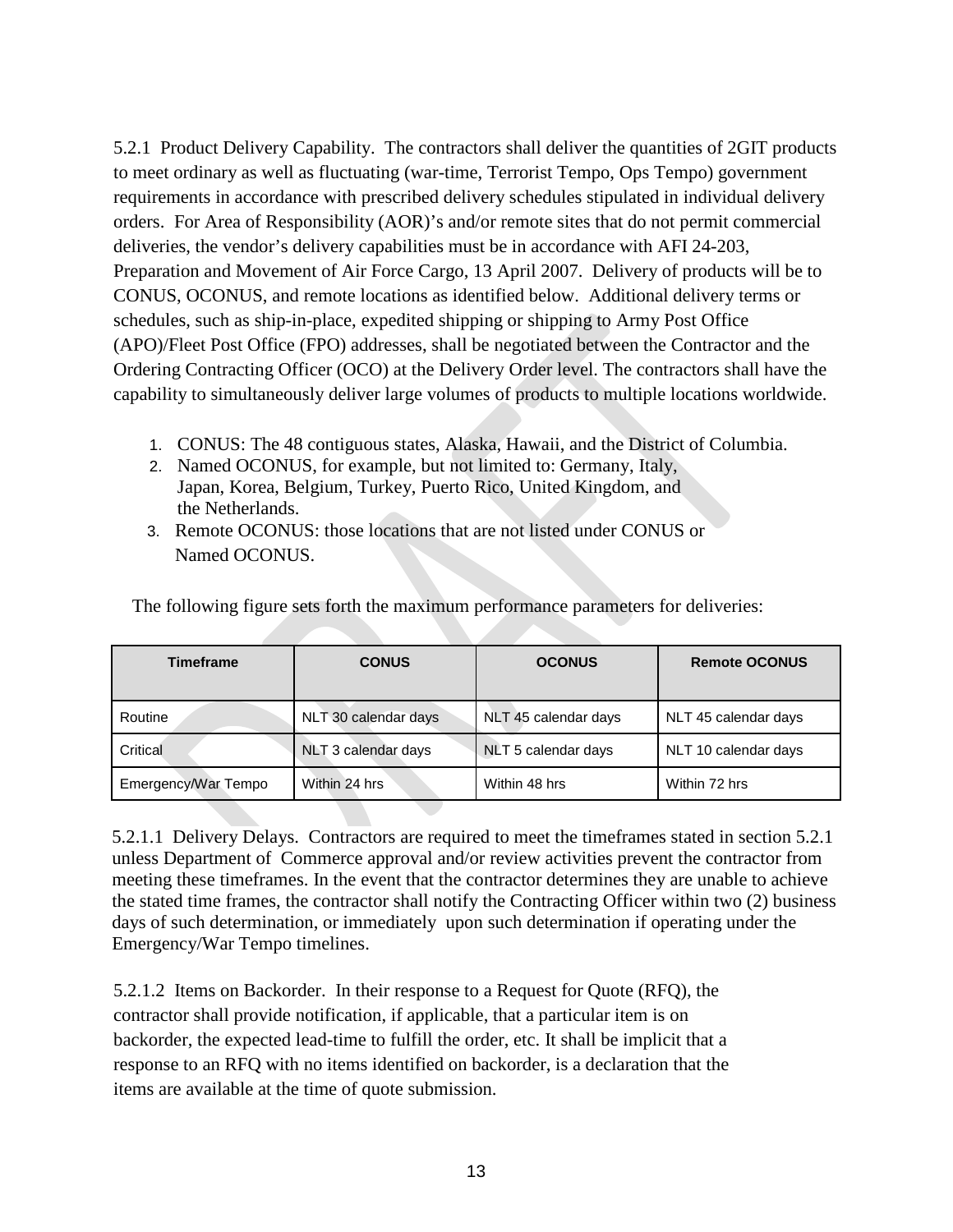5.2.1 Product Delivery Capability. The contractors shall deliver the quantities of 2GIT products to meet ordinary as well as fluctuating (war-time, Terrorist Tempo, Ops Tempo) government requirements in accordance with prescribed delivery schedules stipulated in individual delivery orders. For Area of Responsibility (AOR)'s and/or remote sites that do not permit commercial deliveries, the vendor's delivery capabilities must be in accordance with AFI 24-203, Preparation and Movement of Air Force Cargo, 13 April 2007. Delivery of products will be to CONUS, OCONUS, and remote locations as identified below. Additional delivery terms or schedules, such as ship-in-place, expedited shipping or shipping to Army Post Office (APO)/Fleet Post Office (FPO) addresses, shall be negotiated between the Contractor and the Ordering Contracting Officer (OCO) at the Delivery Order level. The contractors shall have the capability to simultaneously deliver large volumes of products to multiple locations worldwide.

1. CONUS: The 48 contiguous states, Alaska, Hawaii, and the District of Columbia.
2. Named OCONUS, for example, but not limited to: Germany, Italy, Japan, Korea, Belgium, Turkey, Puerto Rico, United Kingdom, and the Netherlands.
3. Remote OCONUS: those locations that are not listed under CONUS or Named OCONUS.

The following figure sets forth the maximum performance parameters for deliveries:

| Timeframe | CONUS | OCONUS | Remote OCONUS |
|---|---|---|---|
| Routine | NLT 30 calendar days | NLT 45 calendar days | NLT 45 calendar days |
| Critical | NLT 3 calendar days | NLT 5 calendar days | NLT 10 calendar days |
| Emergency/War Tempo | Within 24 hrs | Within 48 hrs | Within 72 hrs |

5.2.1.1 Delivery Delays. Contractors are required to meet the timeframes stated in section 5.2.1 unless Department of Commerce approval and/or review activities prevent the contractor from meeting these timeframes. In the event that the contractor determines they are unable to achieve the stated time frames, the contractor shall notify the Contracting Officer within two (2) business days of such determination, or immediately upon such determination if operating under the Emergency/War Tempo timelines.

5.2.1.2 Items on Backorder. In their response to a Request for Quote (RFQ), the contractor shall provide notification, if applicable, that a particular item is on backorder, the expected lead-time to fulfill the order, etc. It shall be implicit that a response to an RFQ with no items identified on backorder, is a declaration that the items are available at the time of quote submission.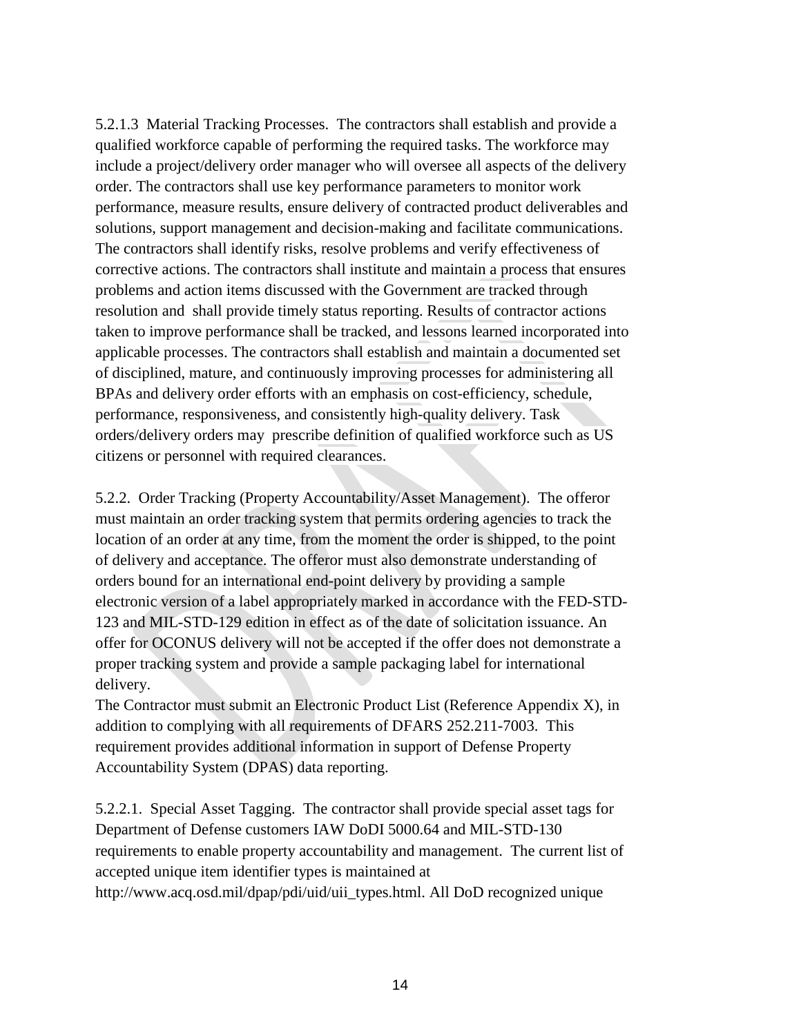5.2.1.3 Material Tracking Processes. The contractors shall establish and provide a qualified workforce capable of performing the required tasks. The workforce may include a project/delivery order manager who will oversee all aspects of the delivery order. The contractors shall use key performance parameters to monitor work performance, measure results, ensure delivery of contracted product deliverables and solutions, support management and decision-making and facilitate communications. The contractors shall identify risks, resolve problems and verify effectiveness of corrective actions. The contractors shall institute and maintain a process that ensures problems and action items discussed with the Government are tracked through resolution and shall provide timely status reporting. Results of contractor actions taken to improve performance shall be tracked, and lessons learned incorporated into applicable processes. The contractors shall establish and maintain a documented set of disciplined, mature, and continuously improving processes for administering all BPAs and delivery order efforts with an emphasis on cost-efficiency, schedule, performance, responsiveness, and consistently high-quality delivery. Task orders/delivery orders may prescribe definition of qualified workforce such as US citizens or personnel with required clearances.

5.2.2. Order Tracking (Property Accountability/Asset Management). The offeror must maintain an order tracking system that permits ordering agencies to track the location of an order at any time, from the moment the order is shipped, to the point of delivery and acceptance. The offeror must also demonstrate understanding of orders bound for an international end-point delivery by providing a sample electronic version of a label appropriately marked in accordance with the FED-STD-123 and MIL-STD-129 edition in effect as of the date of solicitation issuance. An offer for OCONUS delivery will not be accepted if the offer does not demonstrate a proper tracking system and provide a sample packaging label for international delivery.

The Contractor must submit an Electronic Product List (Reference Appendix X), in addition to complying with all requirements of DFARS 252.211-7003. This requirement provides additional information in support of Defense Property Accountability System (DPAS) data reporting.

5.2.2.1. Special Asset Tagging. The contractor shall provide special asset tags for Department of Defense customers IAW DoDI 5000.64 and MIL-STD-130 requirements to enable property accountability and management. The current list of accepted unique item identifier types is maintained at http://www.acq.osd.mil/dpap/pdi/uid/uii_types.html. All DoD recognized unique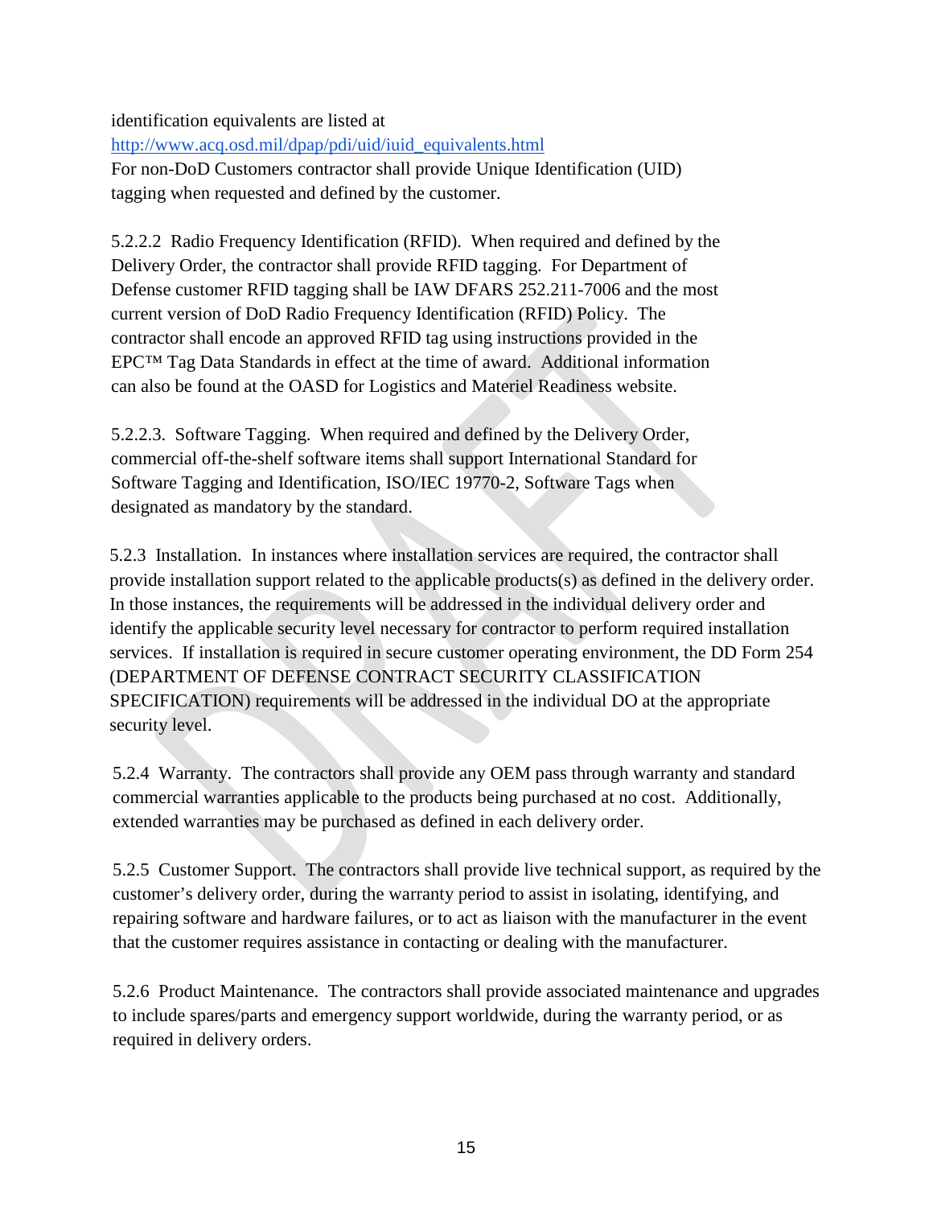identification equivalents are listed at http://www.acq.osd.mil/dpap/pdi/uid/iuid_equivalents.html
For non-DoD Customers contractor shall provide Unique Identification (UID) tagging when requested and defined by the customer.

5.2.2.2 Radio Frequency Identification (RFID). When required and defined by the Delivery Order, the contractor shall provide RFID tagging. For Department of Defense customer RFID tagging shall be IAW DFARS 252.211-7006 and the most current version of DoD Radio Frequency Identification (RFID) Policy. The contractor shall encode an approved RFID tag using instructions provided in the EPC™ Tag Data Standards in effect at the time of award. Additional information can also be found at the OASD for Logistics and Materiel Readiness website.

5.2.2.3. Software Tagging. When required and defined by the Delivery Order, commercial off-the-shelf software items shall support International Standard for Software Tagging and Identification, ISO/IEC 19770-2, Software Tags when designated as mandatory by the standard.

5.2.3 Installation. In instances where installation services are required, the contractor shall provide installation support related to the applicable products(s) as defined in the delivery order. In those instances, the requirements will be addressed in the individual delivery order and identify the applicable security level necessary for contractor to perform required installation services. If installation is required in secure customer operating environment, the DD Form 254 (DEPARTMENT OF DEFENSE CONTRACT SECURITY CLASSIFICATION SPECIFICATION) requirements will be addressed in the individual DO at the appropriate security level.

5.2.4 Warranty. The contractors shall provide any OEM pass through warranty and standard commercial warranties applicable to the products being purchased at no cost. Additionally, extended warranties may be purchased as defined in each delivery order.

5.2.5 Customer Support. The contractors shall provide live technical support, as required by the customer's delivery order, during the warranty period to assist in isolating, identifying, and repairing software and hardware failures, or to act as liaison with the manufacturer in the event that the customer requires assistance in contacting or dealing with the manufacturer.

5.2.6 Product Maintenance. The contractors shall provide associated maintenance and upgrades to include spares/parts and emergency support worldwide, during the warranty period, or as required in delivery orders.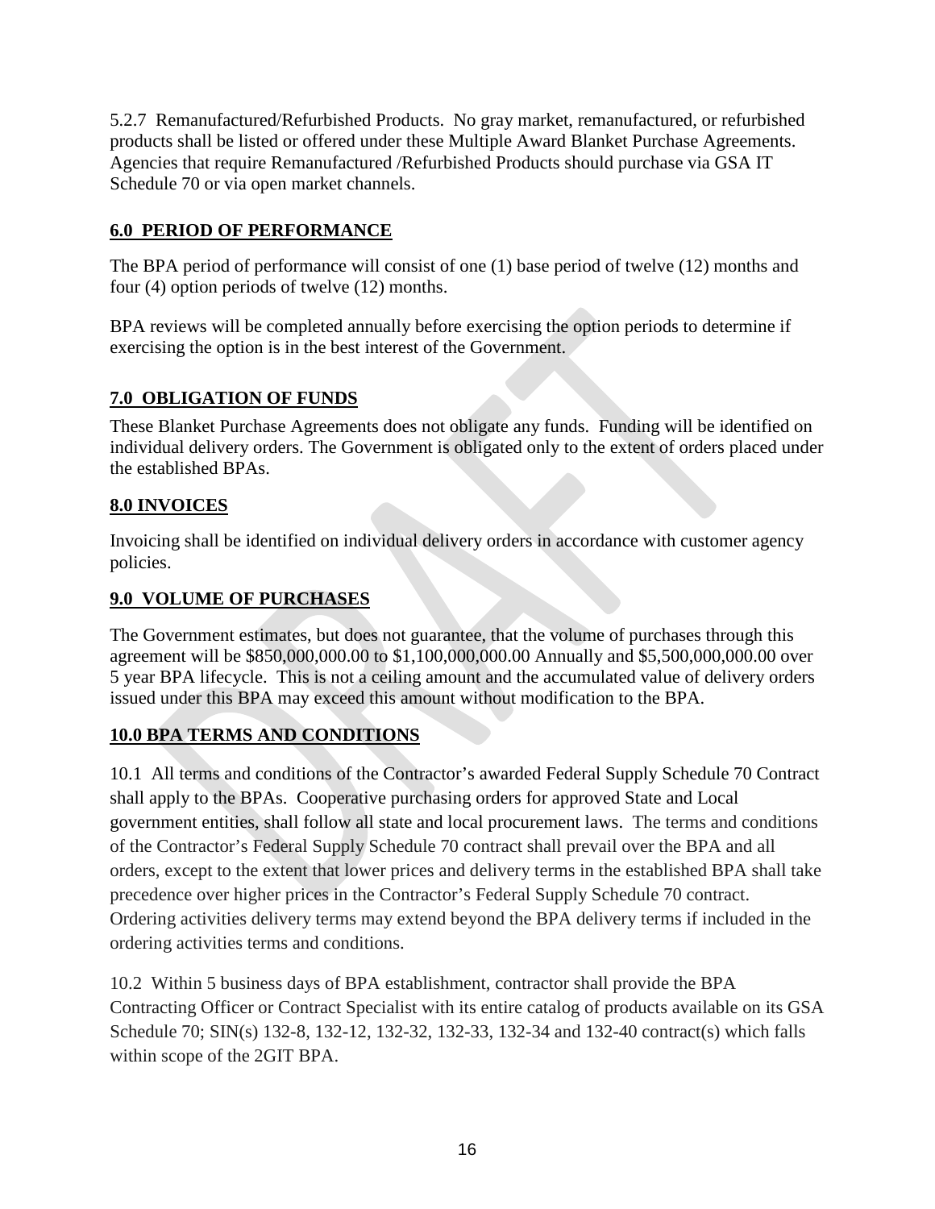5.2.7 Remanufactured/Refurbished Products. No gray market, remanufactured, or refurbished products shall be listed or offered under these Multiple Award Blanket Purchase Agreements. Agencies that require Remanufactured /Refurbished Products should purchase via GSA IT Schedule 70 or via open market channels.

## 6.0 PERIOD OF PERFORMANCE

The BPA period of performance will consist of one (1) base period of twelve (12) months and four (4) option periods of twelve (12) months.

BPA reviews will be completed annually before exercising the option periods to determine if exercising the option is in the best interest of the Government.

## 7.0 OBLIGATION OF FUNDS

These Blanket Purchase Agreements does not obligate any funds. Funding will be identified on individual delivery orders. The Government is obligated only to the extent of orders placed under the established BPAs.

## 8.0 INVOICES

Invoicing shall be identified on individual delivery orders in accordance with customer agency policies.

## 9.0 VOLUME OF PURCHASES

The Government estimates, but does not guarantee, that the volume of purchases through this agreement will be $850,000,000.00 to $1,100,000,000.00 Annually and $5,500,000,000.00 over 5 year BPA lifecycle. This is not a ceiling amount and the accumulated value of delivery orders issued under this BPA may exceed this amount without modification to the BPA.

## 10.0 BPA TERMS AND CONDITIONS

10.1 All terms and conditions of the Contractor's awarded Federal Supply Schedule 70 Contract shall apply to the BPAs. Cooperative purchasing orders for approved State and Local government entities, shall follow all state and local procurement laws. The terms and conditions of the Contractor's Federal Supply Schedule 70 contract shall prevail over the BPA and all orders, except to the extent that lower prices and delivery terms in the established BPA shall take precedence over higher prices in the Contractor's Federal Supply Schedule 70 contract. Ordering activities delivery terms may extend beyond the BPA delivery terms if included in the ordering activities terms and conditions.

10.2 Within 5 business days of BPA establishment, contractor shall provide the BPA Contracting Officer or Contract Specialist with its entire catalog of products available on its GSA Schedule 70; SIN(s) 132-8, 132-12, 132-32, 132-33, 132-34 and 132-40 contract(s) which falls within scope of the 2GIT BPA.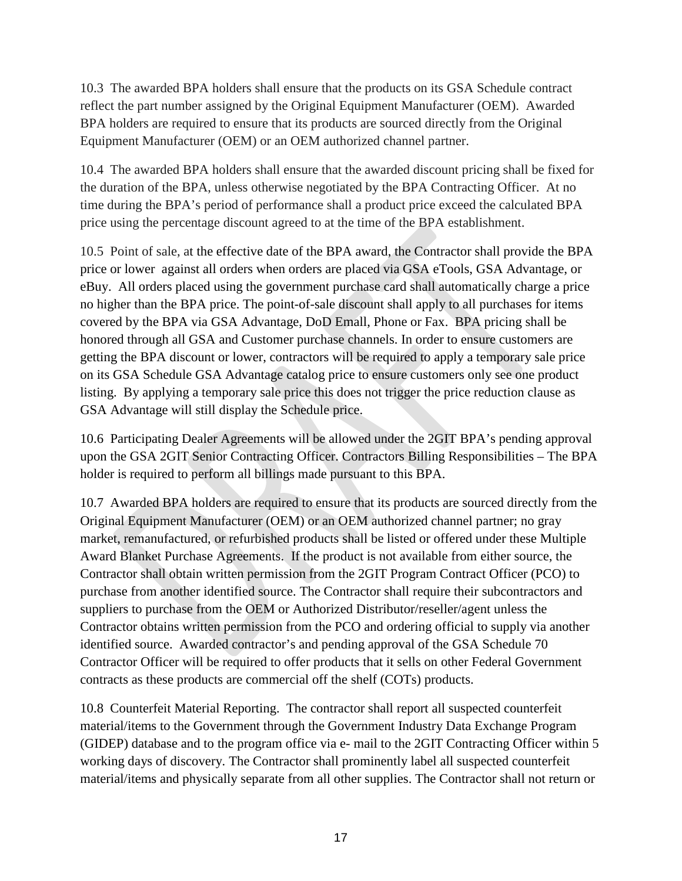10.3 The awarded BPA holders shall ensure that the products on its GSA Schedule contract reflect the part number assigned by the Original Equipment Manufacturer (OEM). Awarded BPA holders are required to ensure that its products are sourced directly from the Original Equipment Manufacturer (OEM) or an OEM authorized channel partner.

10.4 The awarded BPA holders shall ensure that the awarded discount pricing shall be fixed for the duration of the BPA, unless otherwise negotiated by the BPA Contracting Officer. At no time during the BPA's period of performance shall a product price exceed the calculated BPA price using the percentage discount agreed to at the time of the BPA establishment.

10.5 Point of sale, at the effective date of the BPA award, the Contractor shall provide the BPA price or lower against all orders when orders are placed via GSA eTools, GSA Advantage, or eBuy. All orders placed using the government purchase card shall automatically charge a price no higher than the BPA price. The point-of-sale discount shall apply to all purchases for items covered by the BPA via GSA Advantage, DoD Emall, Phone or Fax. BPA pricing shall be honored through all GSA and Customer purchase channels. In order to ensure customers are getting the BPA discount or lower, contractors will be required to apply a temporary sale price on its GSA Schedule GSA Advantage catalog price to ensure customers only see one product listing. By applying a temporary sale price this does not trigger the price reduction clause as GSA Advantage will still display the Schedule price.

10.6 Participating Dealer Agreements will be allowed under the 2GIT BPA's pending approval upon the GSA 2GIT Senior Contracting Officer. Contractors Billing Responsibilities – The BPA holder is required to perform all billings made pursuant to this BPA.

10.7 Awarded BPA holders are required to ensure that its products are sourced directly from the Original Equipment Manufacturer (OEM) or an OEM authorized channel partner; no gray market, remanufactured, or refurbished products shall be listed or offered under these Multiple Award Blanket Purchase Agreements. If the product is not available from either source, the Contractor shall obtain written permission from the 2GIT Program Contract Officer (PCO) to purchase from another identified source. The Contractor shall require their subcontractors and suppliers to purchase from the OEM or Authorized Distributor/reseller/agent unless the Contractor obtains written permission from the PCO and ordering official to supply via another identified source. Awarded contractor's and pending approval of the GSA Schedule 70 Contractor Officer will be required to offer products that it sells on other Federal Government contracts as these products are commercial off the shelf (COTs) products.

10.8 Counterfeit Material Reporting. The contractor shall report all suspected counterfeit material/items to the Government through the Government Industry Data Exchange Program (GIDEP) database and to the program office via e- mail to the 2GIT Contracting Officer within 5 working days of discovery. The Contractor shall prominently label all suspected counterfeit material/items and physically separate from all other supplies. The Contractor shall not return or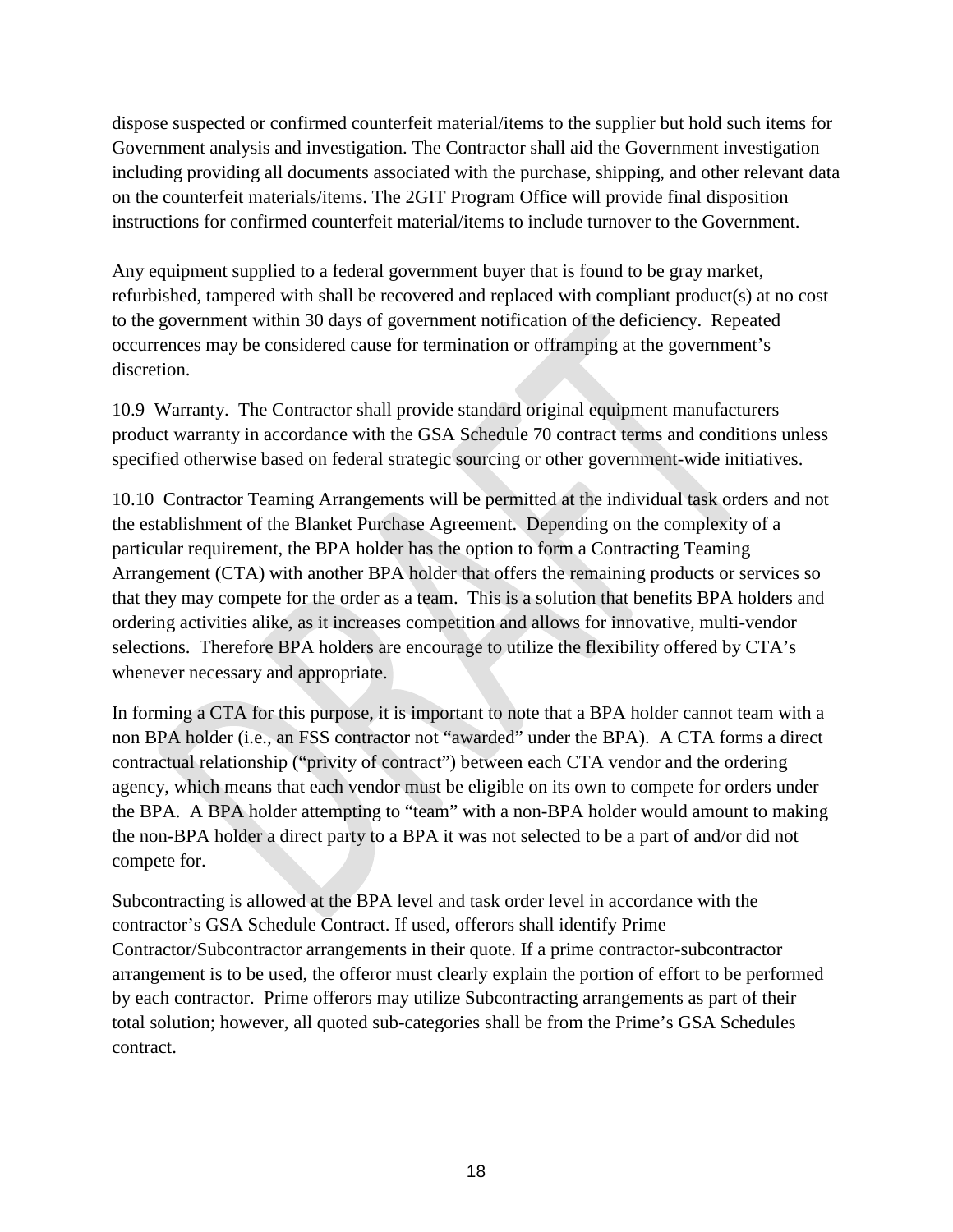dispose suspected or confirmed counterfeit material/items to the supplier but hold such items for Government analysis and investigation. The Contractor shall aid the Government investigation including providing all documents associated with the purchase, shipping, and other relevant data on the counterfeit materials/items. The 2GIT Program Office will provide final disposition instructions for confirmed counterfeit material/items to include turnover to the Government.

Any equipment supplied to a federal government buyer that is found to be gray market, refurbished, tampered with shall be recovered and replaced with compliant product(s) at no cost to the government within 30 days of government notification of the deficiency. Repeated occurrences may be considered cause for termination or offramping at the government's discretion.

10.9 Warranty. The Contractor shall provide standard original equipment manufacturers product warranty in accordance with the GSA Schedule 70 contract terms and conditions unless specified otherwise based on federal strategic sourcing or other government-wide initiatives.

10.10 Contractor Teaming Arrangements will be permitted at the individual task orders and not the establishment of the Blanket Purchase Agreement. Depending on the complexity of a particular requirement, the BPA holder has the option to form a Contracting Teaming Arrangement (CTA) with another BPA holder that offers the remaining products or services so that they may compete for the order as a team. This is a solution that benefits BPA holders and ordering activities alike, as it increases competition and allows for innovative, multi-vendor selections. Therefore BPA holders are encourage to utilize the flexibility offered by CTA's whenever necessary and appropriate.

In forming a CTA for this purpose, it is important to note that a BPA holder cannot team with a non BPA holder (i.e., an FSS contractor not "awarded" under the BPA). A CTA forms a direct contractual relationship ("privity of contract") between each CTA vendor and the ordering agency, which means that each vendor must be eligible on its own to compete for orders under the BPA. A BPA holder attempting to "team" with a non-BPA holder would amount to making the non-BPA holder a direct party to a BPA it was not selected to be a part of and/or did not compete for.

Subcontracting is allowed at the BPA level and task order level in accordance with the contractor's GSA Schedule Contract. If used, offerors shall identify Prime Contractor/Subcontractor arrangements in their quote. If a prime contractor-subcontractor arrangement is to be used, the offeror must clearly explain the portion of effort to be performed by each contractor. Prime offerors may utilize Subcontracting arrangements as part of their total solution; however, all quoted sub-categories shall be from the Prime's GSA Schedules contract.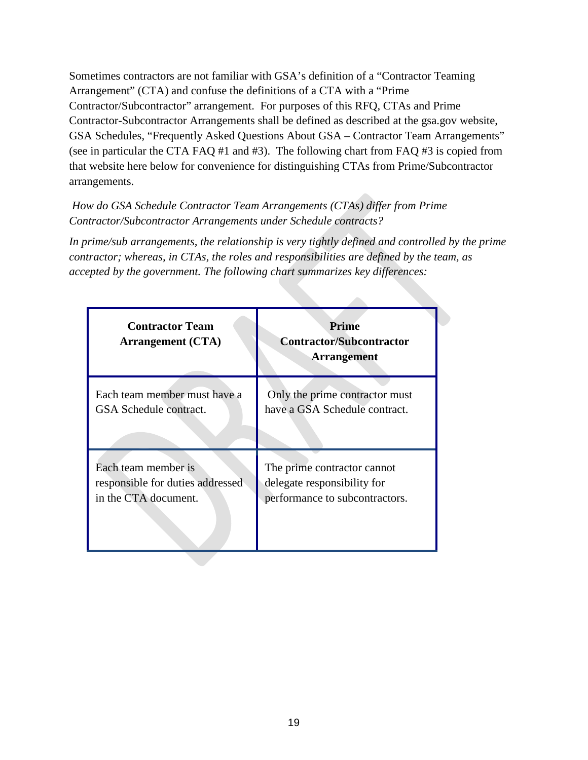Sometimes contractors are not familiar with GSA's definition of a "Contractor Teaming Arrangement" (CTA) and confuse the definitions of a CTA with a "Prime Contractor/Subcontractor" arrangement. For purposes of this RFQ, CTAs and Prime Contractor-Subcontractor Arrangements shall be defined as described at the gsa.gov website, GSA Schedules, "Frequently Asked Questions About GSA – Contractor Team Arrangements" (see in particular the CTA FAQ #1 and #3). The following chart from FAQ #3 is copied from that website here below for convenience for distinguishing CTAs from Prime/Subcontractor arrangements.

*How do GSA Schedule Contractor Team Arrangements (CTAs) differ from Prime Contractor/Subcontractor Arrangements under Schedule contracts?*

*In prime/sub arrangements, the relationship is very tightly defined and controlled by the prime contractor; whereas, in CTAs, the roles and responsibilities are defined by the team, as accepted by the government. The following chart summarizes key differences:*

| **Contractor Team Arrangement (CTA)** | **Prime Contractor/Subcontractor Arrangement** |
| --- | --- |
| Each team member must have a GSA Schedule contract. | Only the prime contractor must have a GSA Schedule contract. |
| Each team member is responsible for duties addressed in the CTA document. | The prime contractor cannot delegate responsibility for performance to subcontractors. |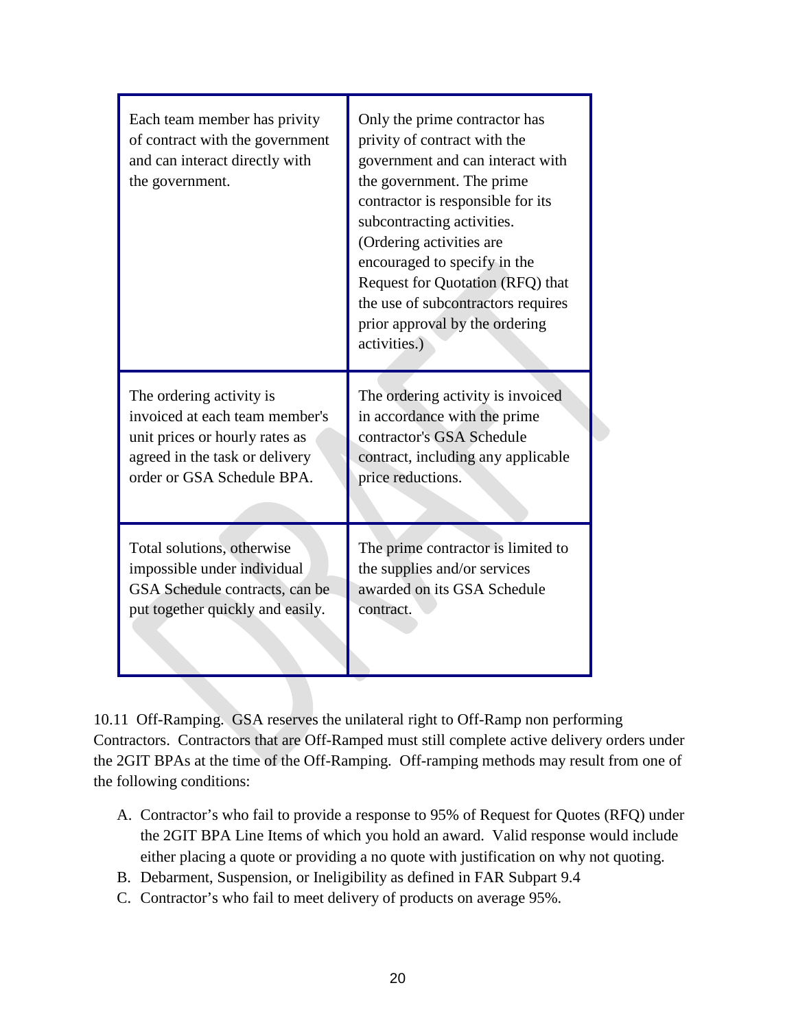| | |
|---|---|
| Each team member has privity of contract with the government and can interact directly with the government. | Only the prime contractor has privity of contract with the government and can interact with the government. The prime contractor is responsible for its subcontracting activities. (Ordering activities are encouraged to specify in the Request for Quotation (RFQ) that the use of subcontractors requires prior approval by the ordering activities.) |
| The ordering activity is invoiced at each team member's unit prices or hourly rates as agreed in the task or delivery order or GSA Schedule BPA. | The ordering activity is invoiced in accordance with the prime contractor's GSA Schedule contract, including any applicable price reductions. |
| Total solutions, otherwise impossible under individual GSA Schedule contracts, can be put together quickly and easily. | The prime contractor is limited to the supplies and/or services awarded on its GSA Schedule contract. |

10.11 Off-Ramping. GSA reserves the unilateral right to Off-Ramp non performing Contractors. Contractors that are Off-Ramped must still complete active delivery orders under the 2GIT BPAs at the time of the Off-Ramping. Off-ramping methods may result from one of the following conditions:

A. Contractor's who fail to provide a response to 95% of Request for Quotes (RFQ) under the 2GIT BPA Line Items of which you hold an award. Valid response would include either placing a quote or providing a no quote with justification on why not quoting.
B. Debarment, Suspension, or Ineligibility as defined in FAR Subpart 9.4
C. Contractor's who fail to meet delivery of products on average 95%.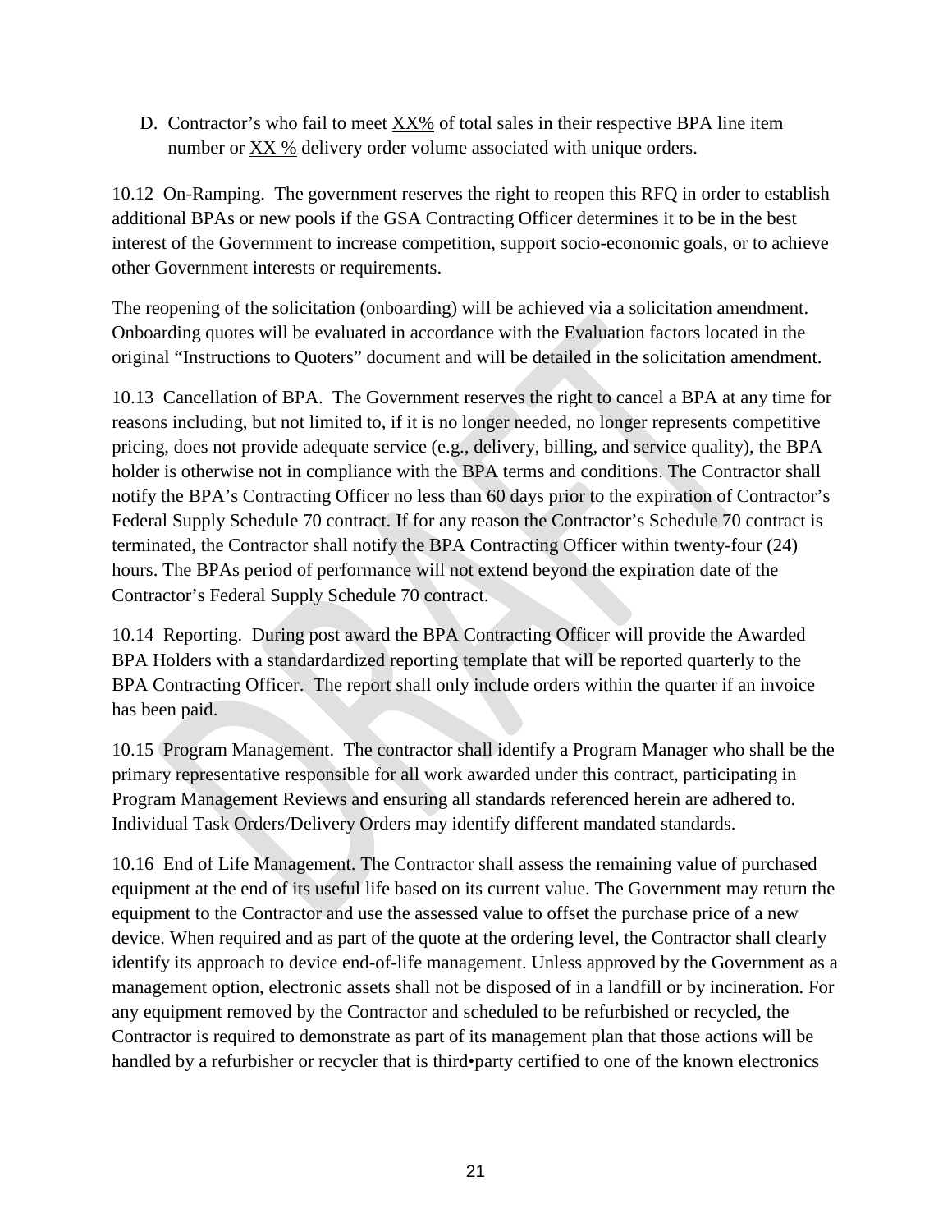D. Contractor's who fail to meet XX% of total sales in their respective BPA line item number or XX % delivery order volume associated with unique orders.

10.12 On-Ramping. The government reserves the right to reopen this RFQ in order to establish additional BPAs or new pools if the GSA Contracting Officer determines it to be in the best interest of the Government to increase competition, support socio-economic goals, or to achieve other Government interests or requirements.

The reopening of the solicitation (onboarding) will be achieved via a solicitation amendment. Onboarding quotes will be evaluated in accordance with the Evaluation factors located in the original "Instructions to Quoters" document and will be detailed in the solicitation amendment.

10.13 Cancellation of BPA. The Government reserves the right to cancel a BPA at any time for reasons including, but not limited to, if it is no longer needed, no longer represents competitive pricing, does not provide adequate service (e.g., delivery, billing, and service quality), the BPA holder is otherwise not in compliance with the BPA terms and conditions. The Contractor shall notify the BPA's Contracting Officer no less than 60 days prior to the expiration of Contractor's Federal Supply Schedule 70 contract. If for any reason the Contractor's Schedule 70 contract is terminated, the Contractor shall notify the BPA Contracting Officer within twenty-four (24) hours. The BPAs period of performance will not extend beyond the expiration date of the Contractor's Federal Supply Schedule 70 contract.

10.14 Reporting. During post award the BPA Contracting Officer will provide the Awarded BPA Holders with a standardardized reporting template that will be reported quarterly to the BPA Contracting Officer. The report shall only include orders within the quarter if an invoice has been paid.

10.15 Program Management. The contractor shall identify a Program Manager who shall be the primary representative responsible for all work awarded under this contract, participating in Program Management Reviews and ensuring all standards referenced herein are adhered to. Individual Task Orders/Delivery Orders may identify different mandated standards.

10.16 End of Life Management. The Contractor shall assess the remaining value of purchased equipment at the end of its useful life based on its current value. The Government may return the equipment to the Contractor and use the assessed value to offset the purchase price of a new device. When required and as part of the quote at the ordering level, the Contractor shall clearly identify its approach to device end-of-life management. Unless approved by the Government as a management option, electronic assets shall not be disposed of in a landfill or by incineration. For any equipment removed by the Contractor and scheduled to be refurbished or recycled, the Contractor is required to demonstrate as part of its management plan that those actions will be handled by a refurbisher or recycler that is third•party certified to one of the known electronics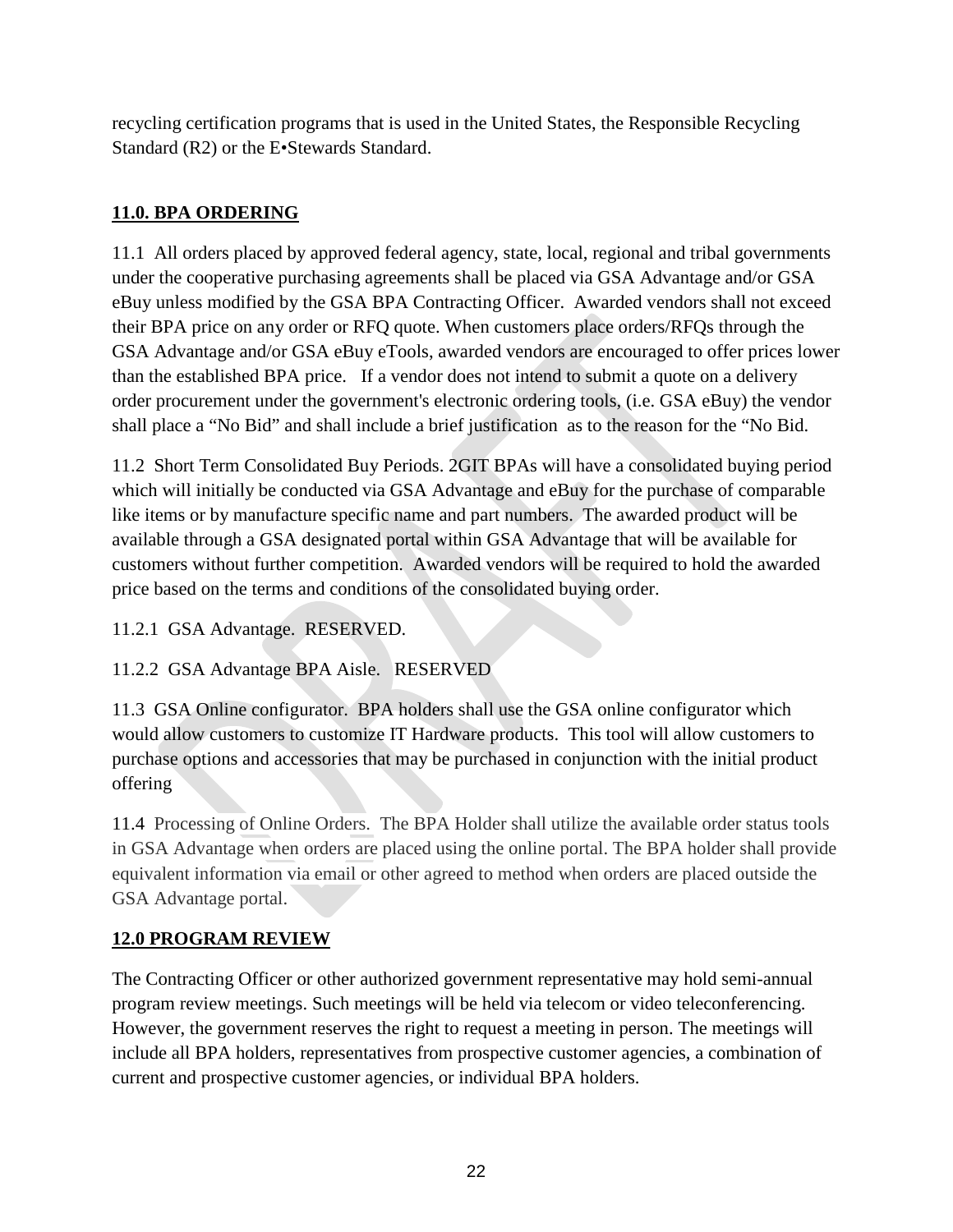recycling certification programs that is used in the United States, the Responsible Recycling Standard (R2) or the E•Stewards Standard.

## 11.0. BPA ORDERING

11.1 All orders placed by approved federal agency, state, local, regional and tribal governments under the cooperative purchasing agreements shall be placed via GSA Advantage and/or GSA eBuy unless modified by the GSA BPA Contracting Officer. Awarded vendors shall not exceed their BPA price on any order or RFQ quote. When customers place orders/RFQs through the GSA Advantage and/or GSA eBuy eTools, awarded vendors are encouraged to offer prices lower than the established BPA price. If a vendor does not intend to submit a quote on a delivery order procurement under the government's electronic ordering tools, (i.e. GSA eBuy) the vendor shall place a "No Bid" and shall include a brief justification as to the reason for the "No Bid.

11.2 Short Term Consolidated Buy Periods. 2GIT BPAs will have a consolidated buying period which will initially be conducted via GSA Advantage and eBuy for the purchase of comparable like items or by manufacture specific name and part numbers. The awarded product will be available through a GSA designated portal within GSA Advantage that will be available for customers without further competition. Awarded vendors will be required to hold the awarded price based on the terms and conditions of the consolidated buying order.

11.2.1 GSA Advantage. RESERVED.

11.2.2 GSA Advantage BPA Aisle. RESERVED

11.3 GSA Online configurator. BPA holders shall use the GSA online configurator which would allow customers to customize IT Hardware products. This tool will allow customers to purchase options and accessories that may be purchased in conjunction with the initial product offering

11.4 Processing of Online Orders. The BPA Holder shall utilize the available order status tools in GSA Advantage when orders are placed using the online portal. The BPA holder shall provide equivalent information via email or other agreed to method when orders are placed outside the GSA Advantage portal.

## 12.0 PROGRAM REVIEW

The Contracting Officer or other authorized government representative may hold semi-annual program review meetings. Such meetings will be held via telecom or video teleconferencing. However, the government reserves the right to request a meeting in person. The meetings will include all BPA holders, representatives from prospective customer agencies, a combination of current and prospective customer agencies, or individual BPA holders.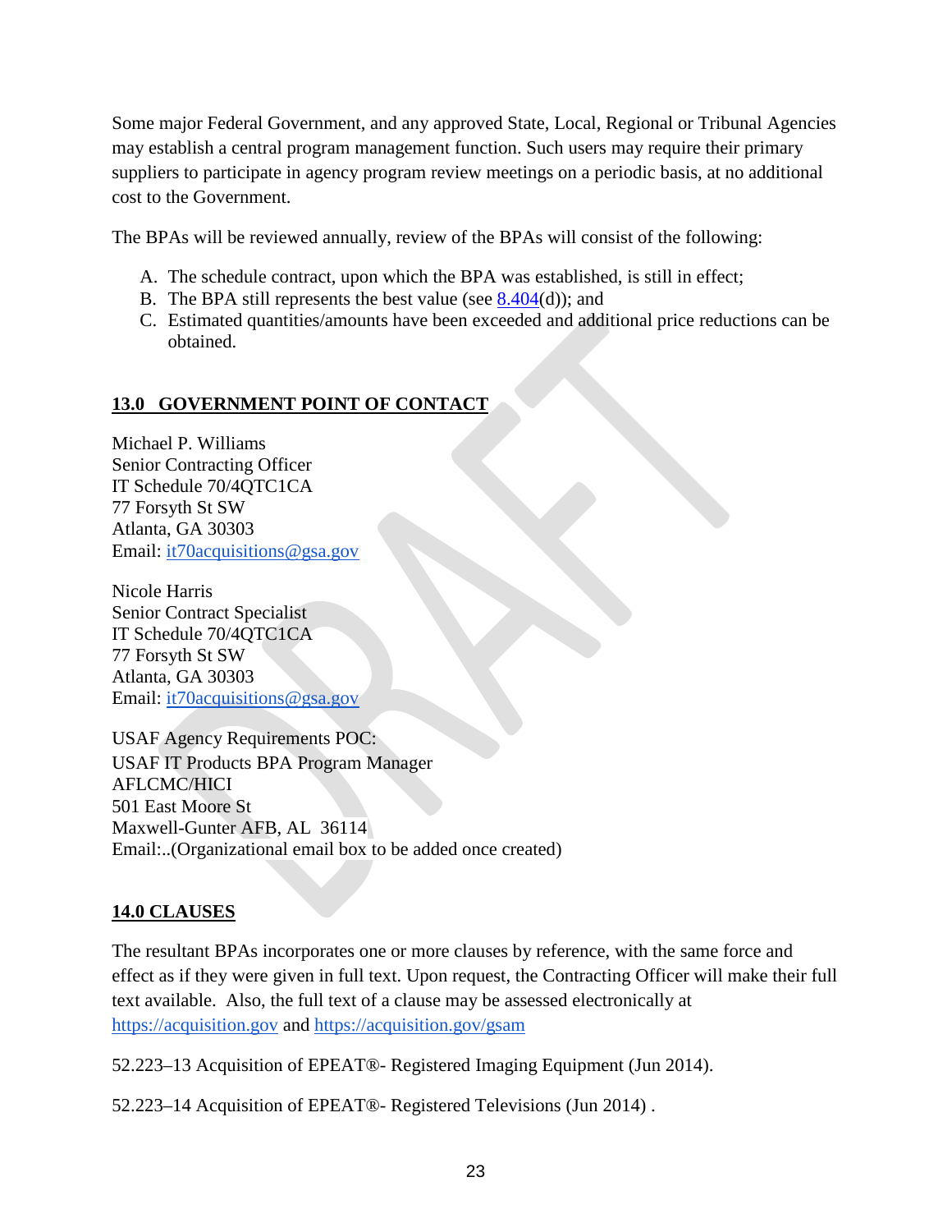Some major Federal Government, and any approved State, Local, Regional or Tribunal Agencies may establish a central program management function. Such users may require their primary suppliers to participate in agency program review meetings on a periodic basis, at no additional cost to the Government.

The BPAs will be reviewed annually, review of the BPAs will consist of the following:

A. The schedule contract, upon which the BPA was established, is still in effect;
B. The BPA still represents the best value (see 8.404(d)); and
C. Estimated quantities/amounts have been exceeded and additional price reductions can be obtained.

## 13.0 GOVERNMENT POINT OF CONTACT

Michael P. Williams
Senior Contracting Officer
IT Schedule 70/4QTC1CA
77 Forsyth St SW
Atlanta, GA 30303
Email: it70acquisitions@gsa.gov

Nicole Harris
Senior Contract Specialist
IT Schedule 70/4QTC1CA
77 Forsyth St SW
Atlanta, GA 30303
Email: it70acquisitions@gsa.gov

USAF Agency Requirements POC:
USAF IT Products BPA Program Manager
AFLCMC/HICI
501 East Moore St
Maxwell-Gunter AFB, AL 36114
Email:..(Organizational email box to be added once created)

## 14.0 CLAUSES

The resultant BPAs incorporates one or more clauses by reference, with the same force and effect as if they were given in full text. Upon request, the Contracting Officer will make their full text available. Also, the full text of a clause may be assessed electronically at https://acquisition.gov and https://acquisition.gov/gsam

52.223–13 Acquisition of EPEAT®- Registered Imaging Equipment (Jun 2014).

52.223–14 Acquisition of EPEAT®- Registered Televisions (Jun 2014) .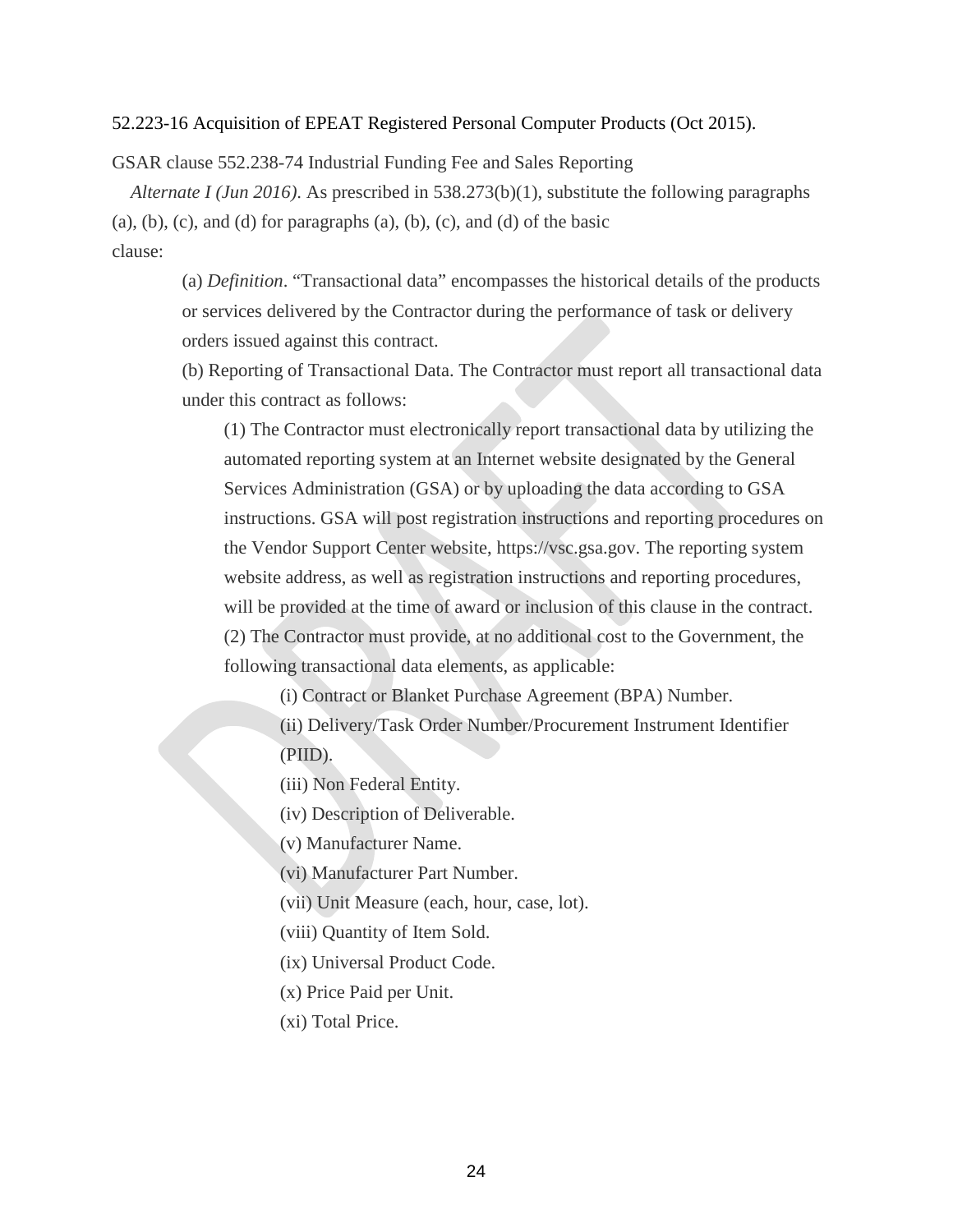52.223-16 Acquisition of EPEAT Registered Personal Computer Products (Oct 2015).

GSAR clause 552.238-74 Industrial Funding Fee and Sales Reporting

*Alternate I (Jun 2016)*. As prescribed in 538.273(b)(1), substitute the following paragraphs (a), (b), (c), and (d) for paragraphs (a), (b), (c), and (d) of the basic clause:

(a) *Definition*. "Transactional data" encompasses the historical details of the products or services delivered by the Contractor during the performance of task or delivery orders issued against this contract.

(b) Reporting of Transactional Data. The Contractor must report all transactional data under this contract as follows:

(1) The Contractor must electronically report transactional data by utilizing the automated reporting system at an Internet website designated by the General Services Administration (GSA) or by uploading the data according to GSA instructions. GSA will post registration instructions and reporting procedures on the Vendor Support Center website, https://vsc.gsa.gov. The reporting system website address, as well as registration instructions and reporting procedures, will be provided at the time of award or inclusion of this clause in the contract.

(2) The Contractor must provide, at no additional cost to the Government, the following transactional data elements, as applicable:

(i) Contract or Blanket Purchase Agreement (BPA) Number.

(ii) Delivery/Task Order Number/Procurement Instrument Identifier (PIID).

(iii) Non Federal Entity.

(iv) Description of Deliverable.

(v) Manufacturer Name.

(vi) Manufacturer Part Number.

(vii) Unit Measure (each, hour, case, lot).

(viii) Quantity of Item Sold.

(ix) Universal Product Code.

(x) Price Paid per Unit.

(xi) Total Price.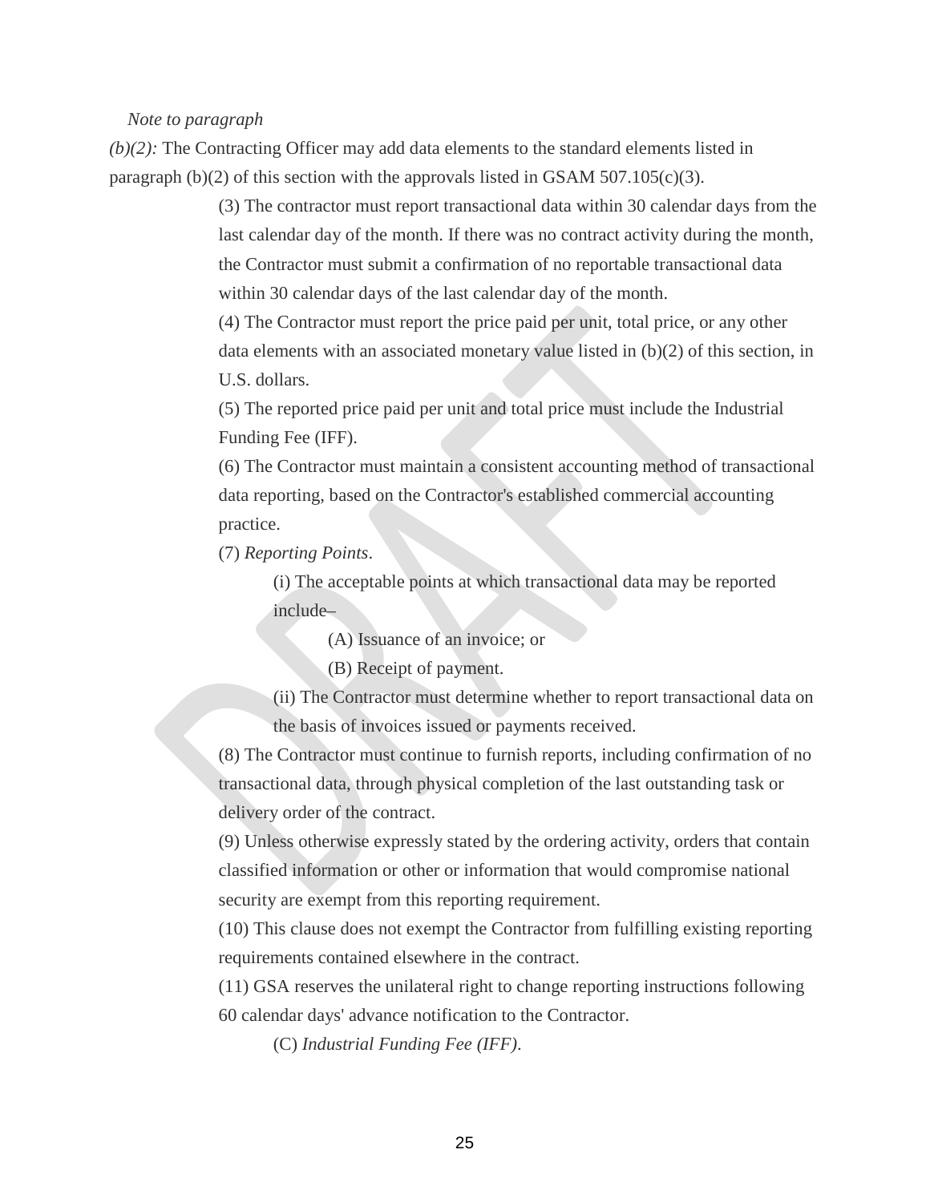*Note to paragraph (b)(2):* The Contracting Officer may add data elements to the standard elements listed in paragraph (b)(2) of this section with the approvals listed in GSAM 507.105(c)(3).

(3) The contractor must report transactional data within 30 calendar days from the last calendar day of the month. If there was no contract activity during the month, the Contractor must submit a confirmation of no reportable transactional data within 30 calendar days of the last calendar day of the month.

(4) The Contractor must report the price paid per unit, total price, or any other data elements with an associated monetary value listed in (b)(2) of this section, in U.S. dollars.

(5) The reported price paid per unit and total price must include the Industrial Funding Fee (IFF).

(6) The Contractor must maintain a consistent accounting method of transactional data reporting, based on the Contractor's established commercial accounting practice.

(7) *Reporting Points*.

(i) The acceptable points at which transactional data may be reported include–

(A) Issuance of an invoice; or

(B) Receipt of payment.

(ii) The Contractor must determine whether to report transactional data on the basis of invoices issued or payments received.

(8) The Contractor must continue to furnish reports, including confirmation of no transactional data, through physical completion of the last outstanding task or delivery order of the contract.

(9) Unless otherwise expressly stated by the ordering activity, orders that contain classified information or other or information that would compromise national security are exempt from this reporting requirement.

(10) This clause does not exempt the Contractor from fulfilling existing reporting requirements contained elsewhere in the contract.

(11) GSA reserves the unilateral right to change reporting instructions following 60 calendar days' advance notification to the Contractor.

(C) *Industrial Funding Fee (IFF)*.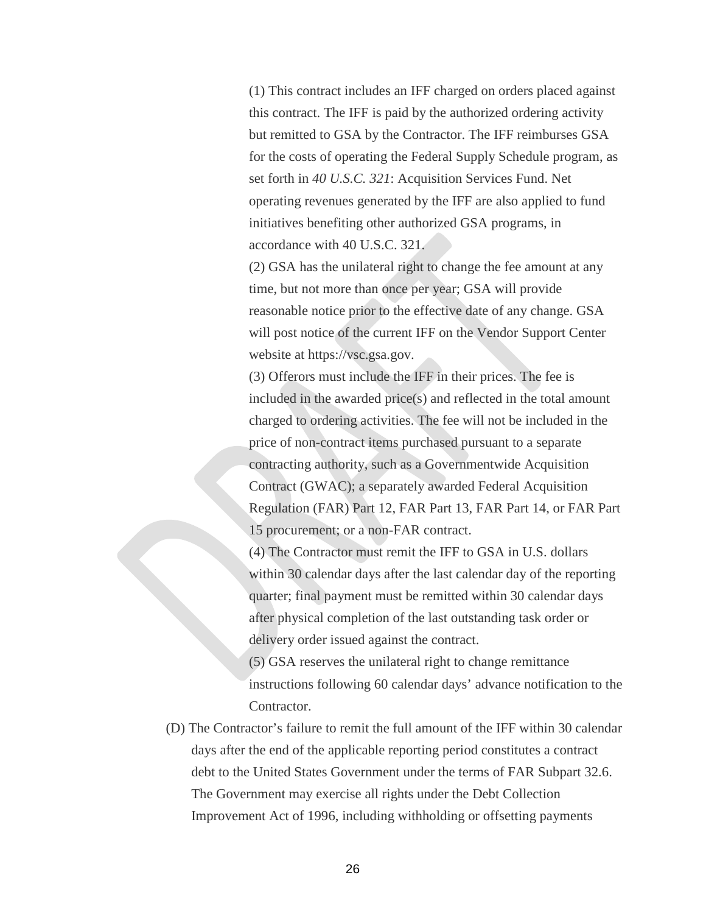(1) This contract includes an IFF charged on orders placed against this contract. The IFF is paid by the authorized ordering activity but remitted to GSA by the Contractor. The IFF reimburses GSA for the costs of operating the Federal Supply Schedule program, as set forth in *40 U.S.C. 321*: Acquisition Services Fund. Net operating revenues generated by the IFF are also applied to fund initiatives benefiting other authorized GSA programs, in accordance with 40 U.S.C. 321.

(2) GSA has the unilateral right to change the fee amount at any time, but not more than once per year; GSA will provide reasonable notice prior to the effective date of any change. GSA will post notice of the current IFF on the Vendor Support Center website at https://vsc.gsa.gov.

(3) Offerors must include the IFF in their prices. The fee is included in the awarded price(s) and reflected in the total amount charged to ordering activities. The fee will not be included in the price of non-contract items purchased pursuant to a separate contracting authority, such as a Governmentwide Acquisition Contract (GWAC); a separately awarded Federal Acquisition Regulation (FAR) Part 12, FAR Part 13, FAR Part 14, or FAR Part 15 procurement; or a non-FAR contract.

(4) The Contractor must remit the IFF to GSA in U.S. dollars within 30 calendar days after the last calendar day of the reporting quarter; final payment must be remitted within 30 calendar days after physical completion of the last outstanding task order or delivery order issued against the contract.

(5) GSA reserves the unilateral right to change remittance instructions following 60 calendar days' advance notification to the Contractor.

(D) The Contractor's failure to remit the full amount of the IFF within 30 calendar days after the end of the applicable reporting period constitutes a contract debt to the United States Government under the terms of FAR Subpart 32.6. The Government may exercise all rights under the Debt Collection Improvement Act of 1996, including withholding or offsetting payments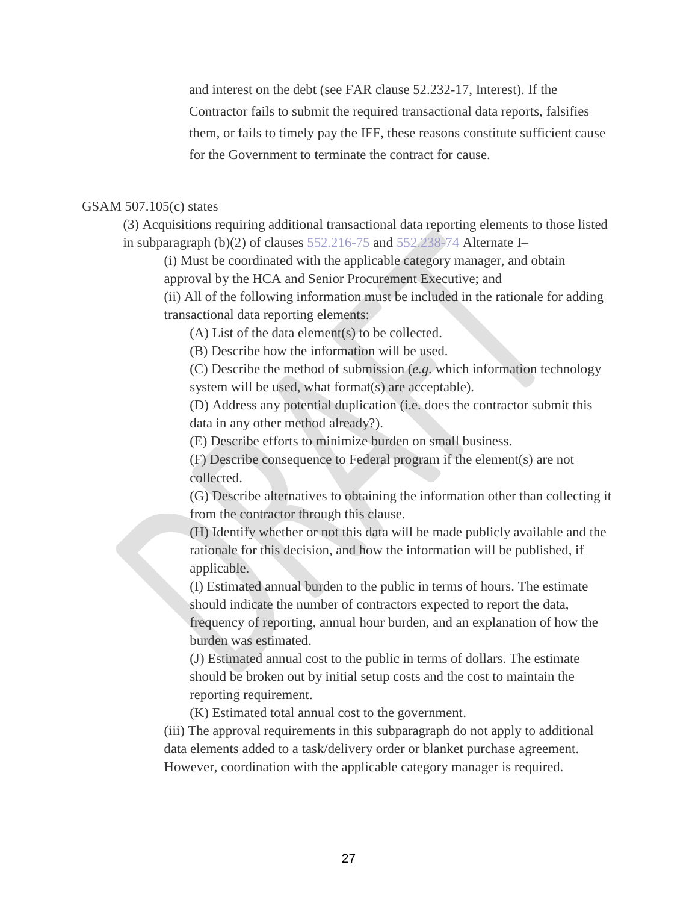and interest on the debt (see FAR clause 52.232-17, Interest). If the Contractor fails to submit the required transactional data reports, falsifies them, or fails to timely pay the IFF, these reasons constitute sufficient cause for the Government to terminate the contract for cause.

GSAM 507.105(c) states

(3) Acquisitions requiring additional transactional data reporting elements to those listed in subparagraph (b)(2) of clauses 552.216-75 and 552.238-74 Alternate I–

(i) Must be coordinated with the applicable category manager, and obtain approval by the HCA and Senior Procurement Executive; and

(ii) All of the following information must be included in the rationale for adding transactional data reporting elements:

(A) List of the data element(s) to be collected.

(B) Describe how the information will be used.

(C) Describe the method of submission (*e.g.* which information technology system will be used, what format(s) are acceptable).

(D) Address any potential duplication (i.e. does the contractor submit this data in any other method already?).

(E) Describe efforts to minimize burden on small business.

(F) Describe consequence to Federal program if the element(s) are not collected.

(G) Describe alternatives to obtaining the information other than collecting it from the contractor through this clause.

(H) Identify whether or not this data will be made publicly available and the rationale for this decision, and how the information will be published, if applicable.

(I) Estimated annual burden to the public in terms of hours. The estimate should indicate the number of contractors expected to report the data, frequency of reporting, annual hour burden, and an explanation of how the burden was estimated.

(J) Estimated annual cost to the public in terms of dollars. The estimate should be broken out by initial setup costs and the cost to maintain the reporting requirement.

(K) Estimated total annual cost to the government.

(iii) The approval requirements in this subparagraph do not apply to additional data elements added to a task/delivery order or blanket purchase agreement. However, coordination with the applicable category manager is required.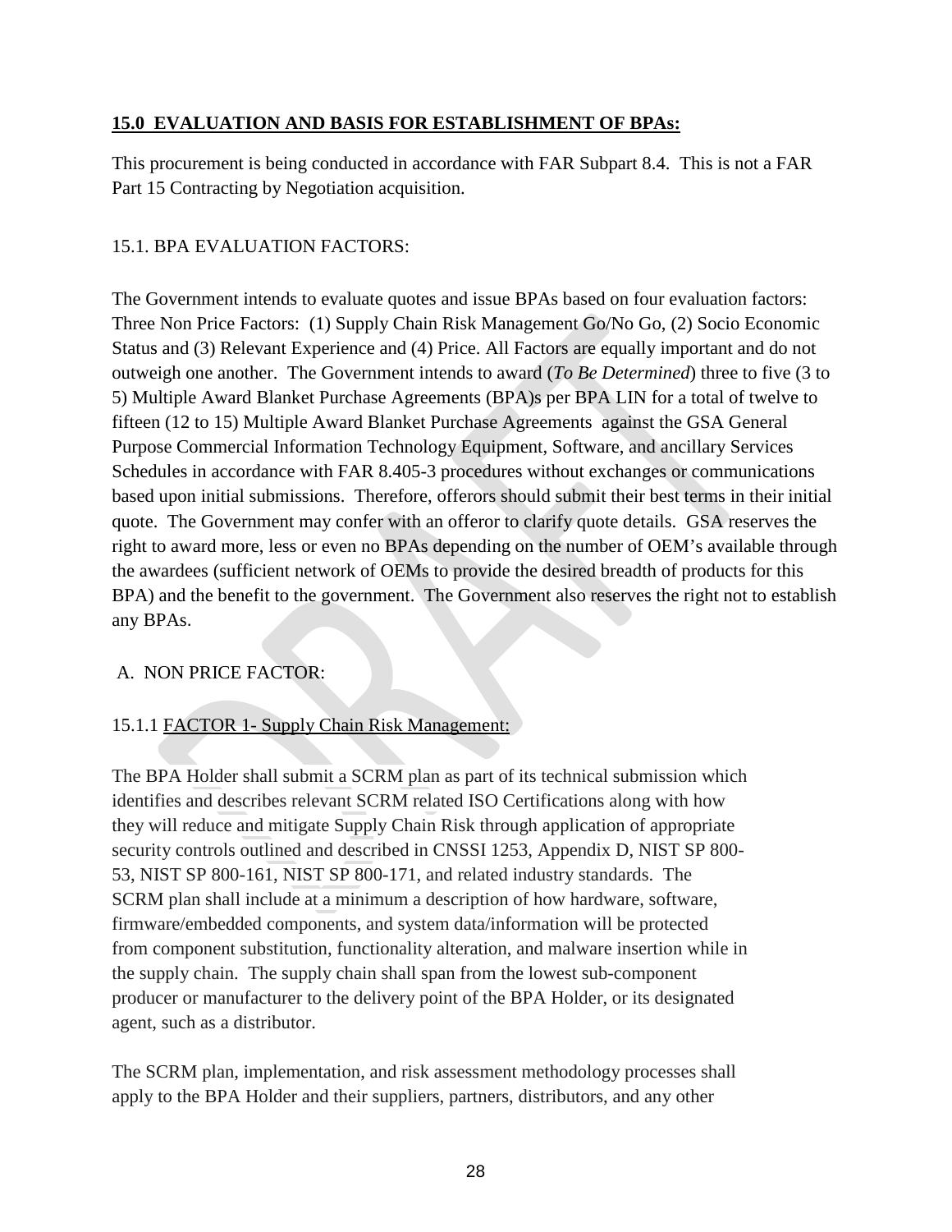## 15.0 EVALUATION AND BASIS FOR ESTABLISHMENT OF BPAs:

This procurement is being conducted in accordance with FAR Subpart 8.4. This is not a FAR Part 15 Contracting by Negotiation acquisition.

### 15.1. BPA EVALUATION FACTORS:

The Government intends to evaluate quotes and issue BPAs based on four evaluation factors: Three Non Price Factors: (1) Supply Chain Risk Management Go/No Go, (2) Socio Economic Status and (3) Relevant Experience and (4) Price. All Factors are equally important and do not outweigh one another. The Government intends to award (*To Be Determined*) three to five (3 to 5) Multiple Award Blanket Purchase Agreements (BPA)s per BPA LIN for a total of twelve to fifteen (12 to 15) Multiple Award Blanket Purchase Agreements against the GSA General Purpose Commercial Information Technology Equipment, Software, and ancillary Services Schedules in accordance with FAR 8.405-3 procedures without exchanges or communications based upon initial submissions. Therefore, offerors should submit their best terms in their initial quote. The Government may confer with an offeror to clarify quote details. GSA reserves the right to award more, less or even no BPAs depending on the number of OEM's available through the awardees (sufficient network of OEMs to provide the desired breadth of products for this BPA) and the benefit to the government. The Government also reserves the right not to establish any BPAs.

A. NON PRICE FACTOR:

#### 15.1.1 FACTOR 1- Supply Chain Risk Management:

The BPA Holder shall submit a SCRM plan as part of its technical submission which identifies and describes relevant SCRM related ISO Certifications along with how they will reduce and mitigate Supply Chain Risk through application of appropriate security controls outlined and described in CNSSI 1253, Appendix D, NIST SP 800-53, NIST SP 800-161, NIST SP 800-171, and related industry standards. The SCRM plan shall include at a minimum a description of how hardware, software, firmware/embedded components, and system data/information will be protected from component substitution, functionality alteration, and malware insertion while in the supply chain. The supply chain shall span from the lowest sub-component producer or manufacturer to the delivery point of the BPA Holder, or its designated agent, such as a distributor.

The SCRM plan, implementation, and risk assessment methodology processes shall apply to the BPA Holder and their suppliers, partners, distributors, and any other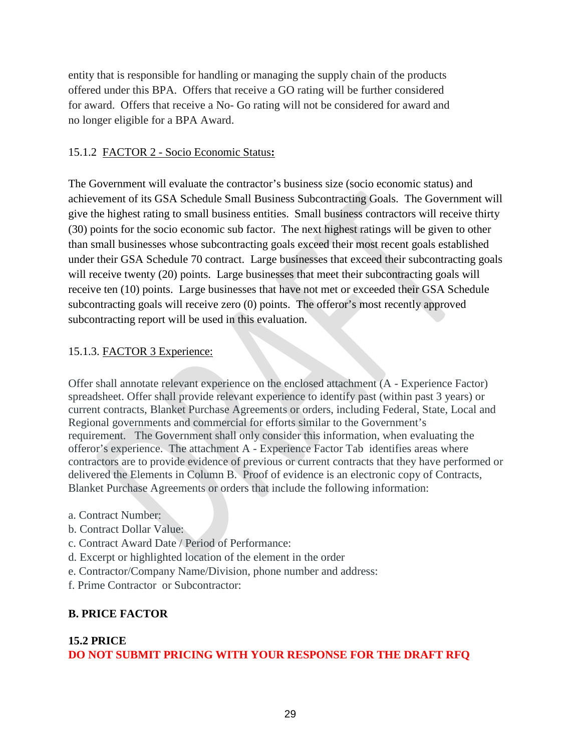entity that is responsible for handling or managing the supply chain of the products offered under this BPA. Offers that receive a GO rating will be further considered for award. Offers that receive a No- Go rating will not be considered for award and no longer eligible for a BPA Award.

15.1.2 <u>FACTOR 2 - Socio Economic Status</u>**:**

The Government will evaluate the contractor's business size (socio economic status) and achievement of its GSA Schedule Small Business Subcontracting Goals. The Government will give the highest rating to small business entities. Small business contractors will receive thirty (30) points for the socio economic sub factor. The next highest ratings will be given to other than small businesses whose subcontracting goals exceed their most recent goals established under their GSA Schedule 70 contract. Large businesses that exceed their subcontracting goals will receive twenty (20) points. Large businesses that meet their subcontracting goals will receive ten (10) points. Large businesses that have not met or exceeded their GSA Schedule subcontracting goals will receive zero (0) points. The offeror's most recently approved subcontracting report will be used in this evaluation.

15.1.3. <u>FACTOR 3 Experience:</u>

Offer shall annotate relevant experience on the enclosed attachment (A - Experience Factor) spreadsheet. Offer shall provide relevant experience to identify past (within past 3 years) or current contracts, Blanket Purchase Agreements or orders, including Federal, State, Local and Regional governments and commercial for efforts similar to the Government's requirement. The Government shall only consider this information, when evaluating the offeror's experience. The attachment A - Experience Factor Tab identifies areas where contractors are to provide evidence of previous or current contracts that they have performed or delivered the Elements in Column B. Proof of evidence is an electronic copy of Contracts, Blanket Purchase Agreements or orders that include the following information:

a. Contract Number:  
b. Contract Dollar Value:  
c. Contract Award Date / Period of Performance:  
d. Excerpt or highlighted location of the element in the order  
e. Contractor/Company Name/Division, phone number and address:  
f. Prime Contractor or Subcontractor:

**B. PRICE FACTOR**

**15.2 PRICE**  
**DO NOT SUBMIT PRICING WITH YOUR RESPONSE FOR THE DRAFT RFQ**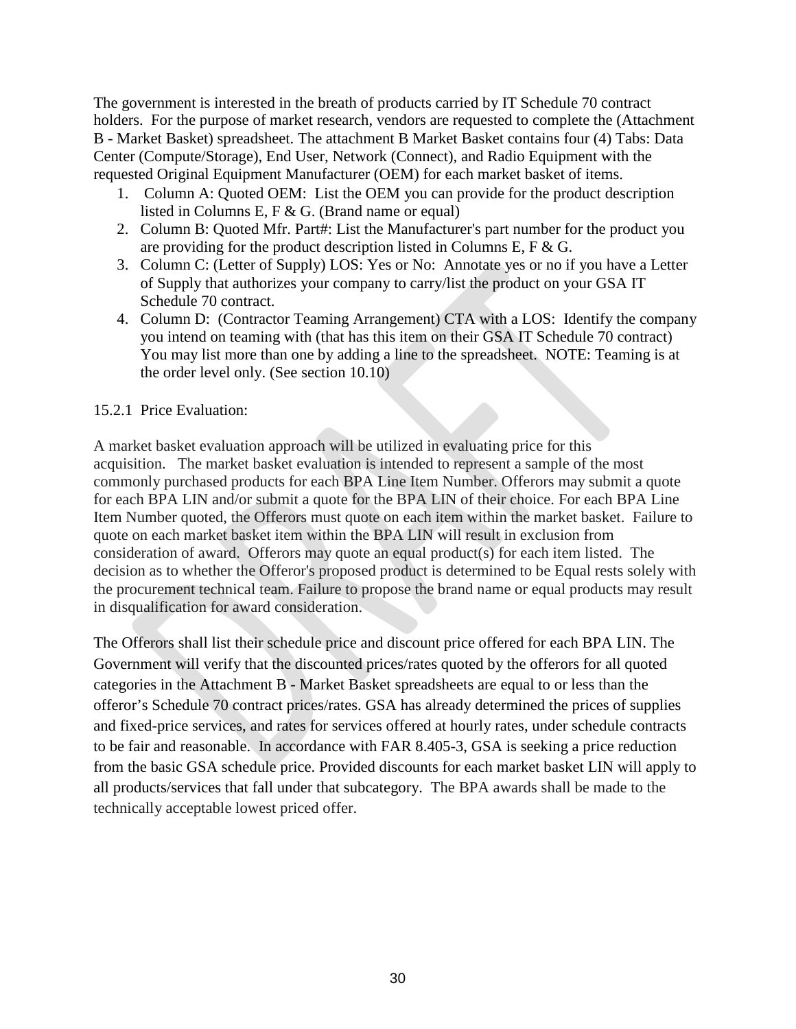The government is interested in the breath of products carried by IT Schedule 70 contract holders. For the purpose of market research, vendors are requested to complete the (Attachment B - Market Basket) spreadsheet. The attachment B Market Basket contains four (4) Tabs: Data Center (Compute/Storage), End User, Network (Connect), and Radio Equipment with the requested Original Equipment Manufacturer (OEM) for each market basket of items.

1. Column A: Quoted OEM: List the OEM you can provide for the product description listed in Columns E, F & G. (Brand name or equal)
2. Column B: Quoted Mfr. Part#: List the Manufacturer's part number for the product you are providing for the product description listed in Columns E, F & G.
3. Column C: (Letter of Supply) LOS: Yes or No: Annotate yes or no if you have a Letter of Supply that authorizes your company to carry/list the product on your GSA IT Schedule 70 contract.
4. Column D: (Contractor Teaming Arrangement) CTA with a LOS: Identify the company you intend on teaming with (that has this item on their GSA IT Schedule 70 contract) You may list more than one by adding a line to the spreadsheet. NOTE: Teaming is at the order level only. (See section 10.10)

15.2.1 Price Evaluation:

A market basket evaluation approach will be utilized in evaluating price for this acquisition. The market basket evaluation is intended to represent a sample of the most commonly purchased products for each BPA Line Item Number. Offerors may submit a quote for each BPA LIN and/or submit a quote for the BPA LIN of their choice. For each BPA Line Item Number quoted, the Offerors must quote on each item within the market basket. Failure to quote on each market basket item within the BPA LIN will result in exclusion from consideration of award. Offerors may quote an equal product(s) for each item listed. The decision as to whether the Offeror's proposed product is determined to be Equal rests solely with the procurement technical team. Failure to propose the brand name or equal products may result in disqualification for award consideration.

The Offerors shall list their schedule price and discount price offered for each BPA LIN. The Government will verify that the discounted prices/rates quoted by the offerors for all quoted categories in the Attachment B - Market Basket spreadsheets are equal to or less than the offeror’s Schedule 70 contract prices/rates. GSA has already determined the prices of supplies and fixed-price services, and rates for services offered at hourly rates, under schedule contracts to be fair and reasonable. In accordance with FAR 8.405-3, GSA is seeking a price reduction from the basic GSA schedule price. Provided discounts for each market basket LIN will apply to all products/services that fall under that subcategory. The BPA awards shall be made to the technically acceptable lowest priced offer.